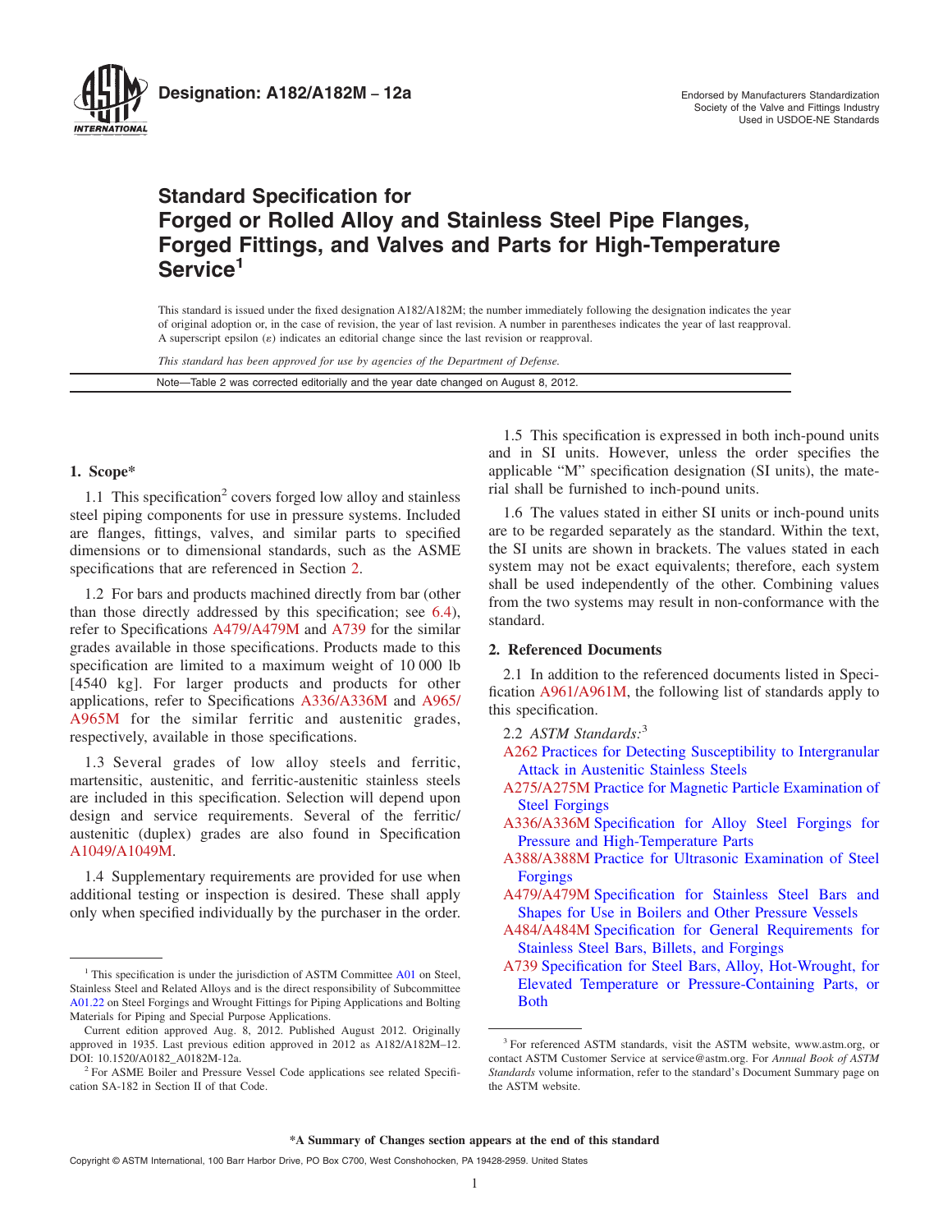**Designation: A182/A182M – 12a**

Endorsed by Manufacturers Standardization
Society of the Valve and Fittings Industry
Used in USDOE-NE Standards

# Standard Specification for Forged or Rolled Alloy and Stainless Steel Pipe Flanges, Forged Fittings, and Valves and Parts for High-Temperature Service[1]

This standard is issued under the fixed designation A182/A182M; the number immediately following the designation indicates the year of original adoption or, in the case of revision, the year of last revision. A number in parentheses indicates the year of last reapproval. A superscript epsilon (ε) indicates an editorial change since the last revision or reapproval.

*This standard has been approved for use by agencies of the Department of Defense.*

Note—Table 2 was corrected editorially and the year date changed on August 8, 2012.

## 1. Scope*

1.1 This specification[2] covers forged low alloy and stainless steel piping components for use in pressure systems. Included are flanges, fittings, valves, and similar parts to specified dimensions or to dimensional standards, such as the ASME specifications that are referenced in Section 2.

1.2 For bars and products machined directly from bar (other than those directly addressed by this specification; see 6.4), refer to Specifications A479/A479M and A739 for the similar grades available in those specifications. Products made to this specification are limited to a maximum weight of 10 000 lb [4540 kg]. For larger products and products for other applications, refer to Specifications A336/A336M and A965/A965M for the similar ferritic and austenitic grades, respectively, available in those specifications.

1.3 Several grades of low alloy steels and ferritic, martensitic, austenitic, and ferritic-austenitic stainless steels are included in this specification. Selection will depend upon design and service requirements. Several of the ferritic/austenitic (duplex) grades are also found in Specification A1049/A1049M.

1.4 Supplementary requirements are provided for use when additional testing or inspection is desired. These shall apply only when specified individually by the purchaser in the order.

1.5 This specification is expressed in both inch-pound units and in SI units. However, unless the order specifies the applicable "M" specification designation (SI units), the material shall be furnished to inch-pound units.

1.6 The values stated in either SI units or inch-pound units are to be regarded separately as the standard. Within the text, the SI units are shown in brackets. The values stated in each system may not be exact equivalents; therefore, each system shall be used independently of the other. Combining values from the two systems may result in non-conformance with the standard.

## 2. Referenced Documents

2.1 In addition to the referenced documents listed in Specification A961/A961M, the following list of standards apply to this specification.

2.2 *ASTM Standards:*[3]

A262 Practices for Detecting Susceptibility to Intergranular Attack in Austenitic Stainless Steels
A275/A275M Practice for Magnetic Particle Examination of Steel Forgings
A336/A336M Specification for Alloy Steel Forgings for Pressure and High-Temperature Parts
A388/A388M Practice for Ultrasonic Examination of Steel Forgings
A479/A479M Specification for Stainless Steel Bars and Shapes for Use in Boilers and Other Pressure Vessels
A484/A484M Specification for General Requirements for Stainless Steel Bars, Billets, and Forgings
A739 Specification for Steel Bars, Alloy, Hot-Wrought, for Elevated Temperature or Pressure-Containing Parts, or Both

---

[1] This specification is under the jurisdiction of ASTM Committee A01 on Steel, Stainless Steel and Related Alloys and is the direct responsibility of Subcommittee A01.22 on Steel Forgings and Wrought Fittings for Piping Applications and Bolting Materials for Piping and Special Purpose Applications.

Current edition approved Aug. 8, 2012. Published August 2012. Originally approved in 1935. Last previous edition approved in 2012 as A182/A182M–12. DOI: 10.1520/A0182_A0182M-12a.

[2] For ASME Boiler and Pressure Vessel Code applications see related Specification SA-182 in Section II of that Code.

[3] For referenced ASTM standards, visit the ASTM website, www.astm.org, or contact ASTM Customer Service at service@astm.org. For *Annual Book of ASTM Standards* volume information, refer to the standard's Document Summary page on the ASTM website.

**\*A Summary of Changes section appears at the end of this standard**

Copyright © ASTM International, 100 Barr Harbor Drive, PO Box C700, West Conshohocken, PA 19428-2959. United States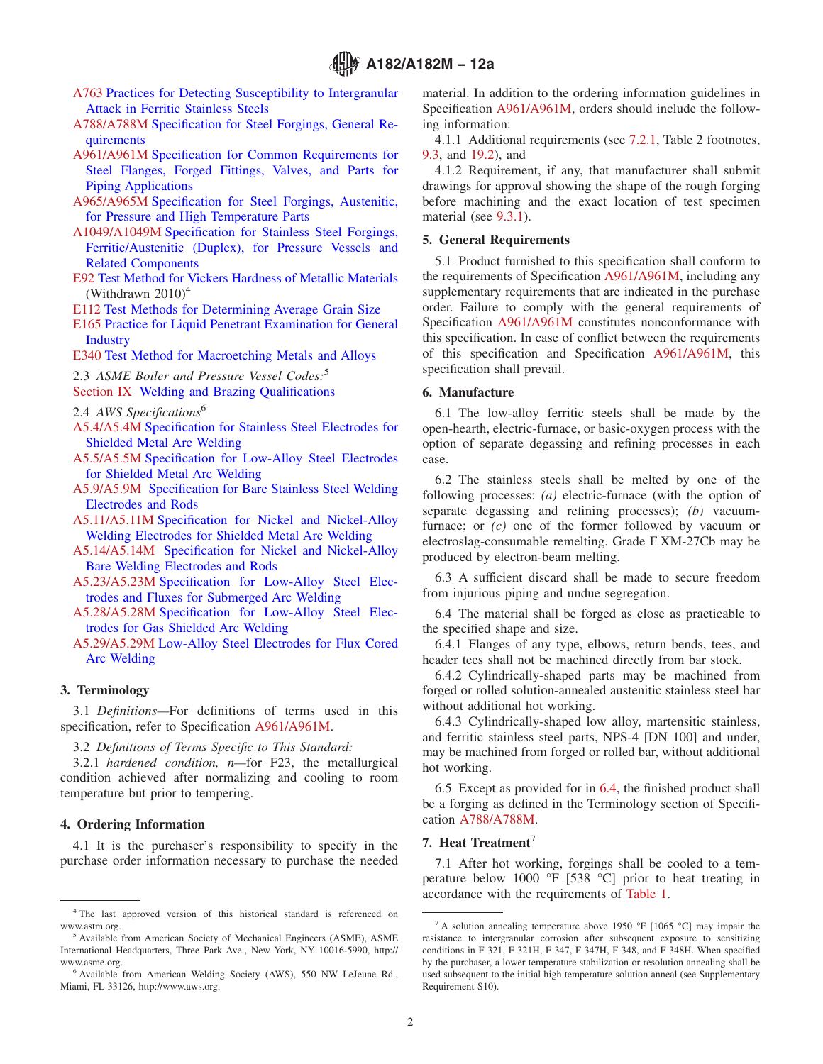A763 Practices for Detecting Susceptibility to Intergranular Attack in Ferritic Stainless Steels

A788/A788M Specification for Steel Forgings, General Requirements

A961/A961M Specification for Common Requirements for Steel Flanges, Forged Fittings, Valves, and Parts for Piping Applications

A965/A965M Specification for Steel Forgings, Austenitic, for Pressure and High Temperature Parts

A1049/A1049M Specification for Stainless Steel Forgings, Ferritic/Austenitic (Duplex), for Pressure Vessels and Related Components

E92 Test Method for Vickers Hardness of Metallic Materials (Withdrawn 2010)[4]

E112 Test Methods for Determining Average Grain Size

E165 Practice for Liquid Penetrant Examination for General Industry

E340 Test Method for Macroetching Metals and Alloys

2.3 *ASME Boiler and Pressure Vessel Codes:*[5]

Section IX Welding and Brazing Qualifications

2.4 *AWS Specifications*[6]

A5.4/A5.4M Specification for Stainless Steel Electrodes for Shielded Metal Arc Welding

A5.5/A5.5M Specification for Low-Alloy Steel Electrodes for Shielded Metal Arc Welding

A5.9/A5.9M Specification for Bare Stainless Steel Welding Electrodes and Rods

A5.11/A5.11M Specification for Nickel and Nickel-Alloy Welding Electrodes for Shielded Metal Arc Welding

A5.14/A5.14M Specification for Nickel and Nickel-Alloy Bare Welding Electrodes and Rods

A5.23/A5.23M Specification for Low-Alloy Steel Electrodes and Fluxes for Submerged Arc Welding

A5.28/A5.28M Specification for Low-Alloy Steel Electrodes for Gas Shielded Arc Welding

A5.29/A5.29M Low-Alloy Steel Electrodes for Flux Cored Arc Welding

## 3. Terminology

3.1 *Definitions*—For definitions of terms used in this specification, refer to Specification A961/A961M.

3.2 *Definitions of Terms Specific to This Standard:*

3.2.1 *hardened condition, n*—for F23, the metallurgical condition achieved after normalizing and cooling to room temperature but prior to tempering.

## 4. Ordering Information

4.1 It is the purchaser's responsibility to specify in the purchase order information necessary to purchase the needed material. In addition to the ordering information guidelines in Specification A961/A961M, orders should include the following information:

4.1.1 Additional requirements (see 7.2.1, Table 2 footnotes, 9.3, and 19.2), and

4.1.2 Requirement, if any, that manufacturer shall submit drawings for approval showing the shape of the rough forging before machining and the exact location of test specimen material (see 9.3.1).

## 5. General Requirements

5.1 Product furnished to this specification shall conform to the requirements of Specification A961/A961M, including any supplementary requirements that are indicated in the purchase order. Failure to comply with the general requirements of Specification A961/A961M constitutes nonconformance with this specification. In case of conflict between the requirements of this specification and Specification A961/A961M, this specification shall prevail.

## 6. Manufacture

6.1 The low-alloy ferritic steels shall be made by the open-hearth, electric-furnace, or basic-oxygen process with the option of separate degassing and refining processes in each case.

6.2 The stainless steels shall be melted by one of the following processes: *(a)* electric-furnace (with the option of separate degassing and refining processes); *(b)* vacuum-furnace; or *(c)* one of the former followed by vacuum or electroslag-consumable remelting. Grade F XM-27Cb may be produced by electron-beam melting.

6.3 A sufficient discard shall be made to secure freedom from injurious piping and undue segregation.

6.4 The material shall be forged as close as practicable to the specified shape and size.

6.4.1 Flanges of any type, elbows, return bends, tees, and header tees shall not be machined directly from bar stock.

6.4.2 Cylindrically-shaped parts may be machined from forged or rolled solution-annealed austenitic stainless steel bar without additional hot working.

6.4.3 Cylindrically-shaped low alloy, martensitic stainless, and ferritic stainless steel parts, NPS-4 [DN 100] and under, may be machined from forged or rolled bar, without additional hot working.

6.5 Except as provided for in 6.4, the finished product shall be a forging as defined in the Terminology section of Specification A788/A788M.

## 7. Heat Treatment[7]

7.1 After hot working, forgings shall be cooled to a temperature below 1000 °F [538 °C] prior to heat treating in accordance with the requirements of Table 1.

---

[4] The last approved version of this historical standard is referenced on www.astm.org.

[5] Available from American Society of Mechanical Engineers (ASME), ASME International Headquarters, Three Park Ave., New York, NY 10016-5990, http://www.asme.org.

[6] Available from American Welding Society (AWS), 550 NW LeJeune Rd., Miami, FL 33126, http://www.aws.org.

[7] A solution annealing temperature above 1950 °F [1065 °C] may impair the resistance to intergranular corrosion after subsequent exposure to sensitizing conditions in F 321, F 321H, F 347, F 347H, F 348, and F 348H. When specified by the purchaser, a lower temperature stabilization or resolution annealing shall be used subsequent to the initial high temperature solution anneal (see Supplementary Requirement S10).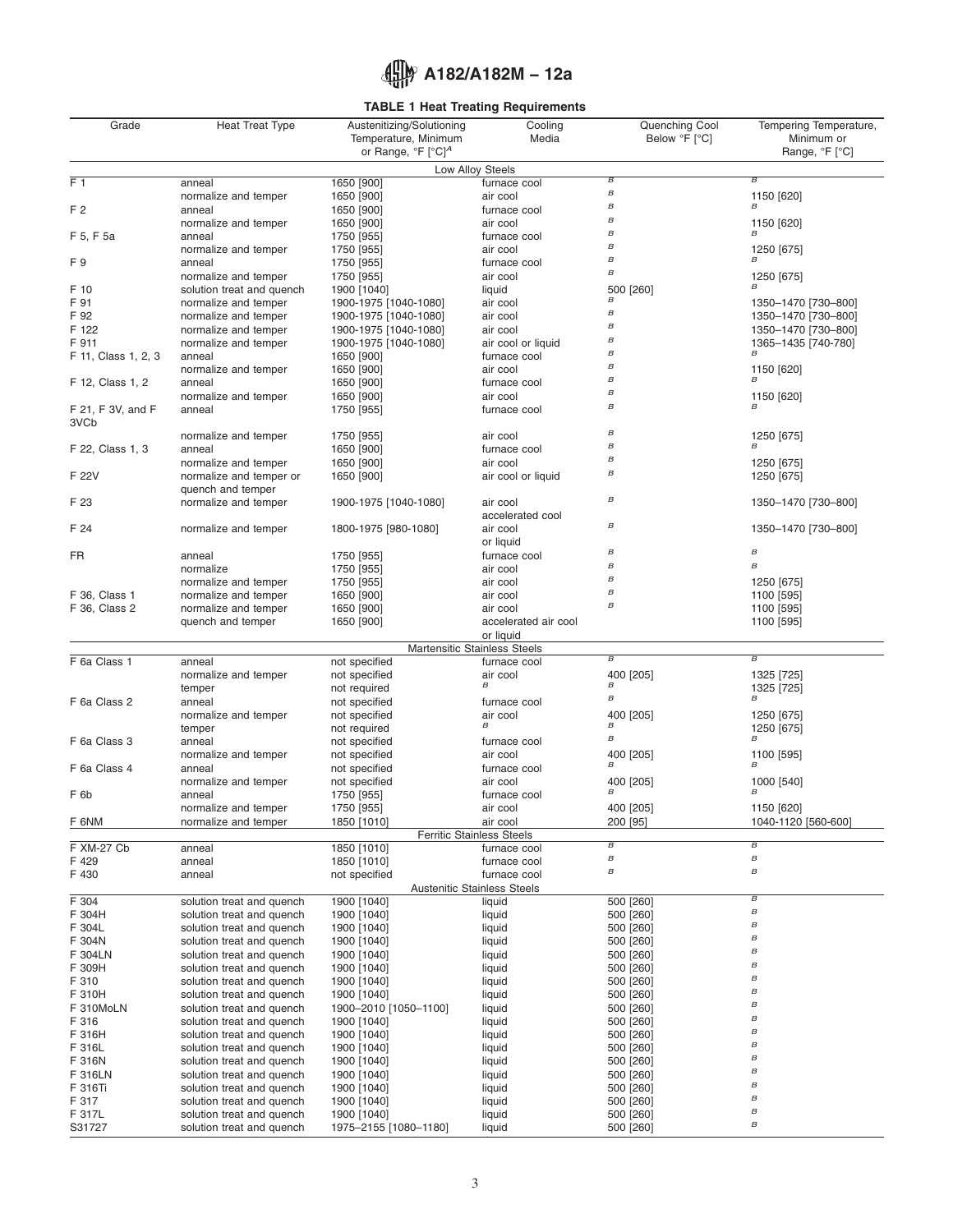**TABLE 1 Heat Treating Requirements**

| Grade | Heat Treat Type | Austenitizing/Solutioning Temperature, Minimum or Range, °F [°C][A] | Cooling Media | Quenching Cool Below °F [°C] | Tempering Temperature, Minimum or Range, °F [°C] |
|---|---|---|---|---|---|
| | | Low Alloy Steels | | | |
| F 1 | anneal | 1650 [900] | furnace cool | [B] | [B] |
| | normalize and temper | 1650 [900] | air cool | [B] | 1150 [620] |
| F 2 | anneal | 1650 [900] | furnace cool | [B] | [B] |
| | normalize and temper | 1650 [900] | air cool | [B] | 1150 [620] |
| F 5, F 5a | anneal | 1750 [955] | furnace cool | [B] | [B] |
| | normalize and temper | 1750 [955] | air cool | [B] | 1250 [675] |
| F 9 | anneal | 1750 [955] | furnace cool | [B] | [B] |
| | normalize and temper | 1750 [955] | air cool | [B] | 1250 [675] |
| F 10 | solution treat and quench | 1900 [1040] | liquid | 500 [260] | [B] |
| F 91 | normalize and temper | 1900-1975 [1040-1080] | air cool | [B] | 1350–1470 [730–800] |
| F 92 | normalize and temper | 1900-1975 [1040-1080] | air cool | [B] | 1350–1470 [730–800] |
| F 122 | normalize and temper | 1900-1975 [1040-1080] | air cool | [B] | 1350–1470 [730–800] |
| F 911 | normalize and temper | 1900-1975 [1040-1080] | air cool or liquid | [B] | 1365–1435 [740-780] |
| F 11, Class 1, 2, 3 | anneal | 1650 [900] | furnace cool | [B] | [B] |
| | normalize and temper | 1650 [900] | air cool | [B] | 1150 [620] |
| F 12, Class 1, 2 | anneal | 1650 [900] | furnace cool | [B] | [B] |
| | normalize and temper | 1650 [900] | air cool | [B] | 1150 [620] |
| F 21, F 3V, and F 3VCb | anneal | 1750 [955] | furnace cool | [B] | [B] |
| | normalize and temper | 1750 [955] | air cool | [B] | 1250 [675] |
| F 22, Class 1, 3 | anneal | 1650 [900] | furnace cool | [B] | [B] |
| | normalize and temper | 1650 [900] | air cool | [B] | 1250 [675] |
| F 22V | normalize and temper or quench and temper | 1650 [900] | air cool or liquid | [B] | 1250 [675] |
| F 23 | normalize and temper | 1900-1975 [1040-1080] | air cool accelerated cool | [B] | 1350–1470 [730–800] |
| F 24 | normalize and temper | 1800-1975 [980-1080] | air cool or liquid | [B] | 1350–1470 [730–800] |
| FR | anneal | 1750 [955] | furnace cool | [B] | [B] |
| | normalize | 1750 [955] | air cool | [B] | [B] |
| | normalize and temper | 1750 [955] | air cool | [B] | 1250 [675] |
| F 36, Class 1 | normalize and temper | 1650 [900] | air cool | [B] | 1100 [595] |
| F 36, Class 2 | normalize and temper | 1650 [900] | air cool | [B] | 1100 [595] |
| | quench and temper | 1650 [900] | accelerated air cool or liquid | | 1100 [595] |
| | | Martensitic Stainless Steels | | | |
| F 6a Class 1 | anneal | not specified | furnace cool | [B] | [B] |
| | normalize and temper | not specified | air cool | 400 [205] | 1325 [725] |
| | temper | not required | [B] | [B] | 1325 [725] |
| F 6a Class 2 | anneal | not specified | furnace cool | [B] | [B] |
| | normalize and temper | not specified | air cool | 400 [205] | 1250 [675] |
| | temper | not required | [B] | [B] | 1250 [675] |
| F 6a Class 3 | anneal | not specified | furnace cool | [B] | [B] |
| | normalize and temper | not specified | air cool | 400 [205] | 1100 [595] |
| F 6a Class 4 | anneal | not specified | furnace cool | [B] | [B] |
| | normalize and temper | not specified | air cool | 400 [205] | 1000 [540] |
| F 6b | anneal | 1750 [955] | furnace cool | [B] | [B] |
| | normalize and temper | 1750 [955] | air cool | 400 [205] | 1150 [620] |
| F 6NM | normalize and temper | 1850 [1010] | air cool | 200 [95] | 1040-1120 [560-600] |
| | | Ferritic Stainless Steels | | | |
| F XM-27 Cb | anneal | 1850 [1010] | furnace cool | [B] | [B] |
| F 429 | anneal | 1850 [1010] | furnace cool | [B] | [B] |
| F 430 | anneal | not specified | furnace cool | [B] | [B] |
| | | Austenitic Stainless Steels | | | |
| F 304 | solution treat and quench | 1900 [1040] | liquid | 500 [260] | [B] |
| F 304H | solution treat and quench | 1900 [1040] | liquid | 500 [260] | [B] |
| F 304L | solution treat and quench | 1900 [1040] | liquid | 500 [260] | [B] |
| F 304N | solution treat and quench | 1900 [1040] | liquid | 500 [260] | [B] |
| F 304LN | solution treat and quench | 1900 [1040] | liquid | 500 [260] | [B] |
| F 309H | solution treat and quench | 1900 [1040] | liquid | 500 [260] | [B] |
| F 310 | solution treat and quench | 1900 [1040] | liquid | 500 [260] | [B] |
| F 310H | solution treat and quench | 1900 [1040] | liquid | 500 [260] | [B] |
| F 310MoLN | solution treat and quench | 1900–2010 [1050–1100] | liquid | 500 [260] | [B] |
| F 316 | solution treat and quench | 1900 [1040] | liquid | 500 [260] | [B] |
| F 316H | solution treat and quench | 1900 [1040] | liquid | 500 [260] | [B] |
| F 316L | solution treat and quench | 1900 [1040] | liquid | 500 [260] | [B] |
| F 316N | solution treat and quench | 1900 [1040] | liquid | 500 [260] | [B] |
| F 316LN | solution treat and quench | 1900 [1040] | liquid | 500 [260] | [B] |
| F 316Ti | solution treat and quench | 1900 [1040] | liquid | 500 [260] | [B] |
| F 317 | solution treat and quench | 1900 [1040] | liquid | 500 [260] | [B] |
| F 317L | solution treat and quench | 1900 [1040] | liquid | 500 [260] | [B] |
| S31727 | solution treat and quench | 1975–2155 [1080–1180] | liquid | 500 [260] | [B] |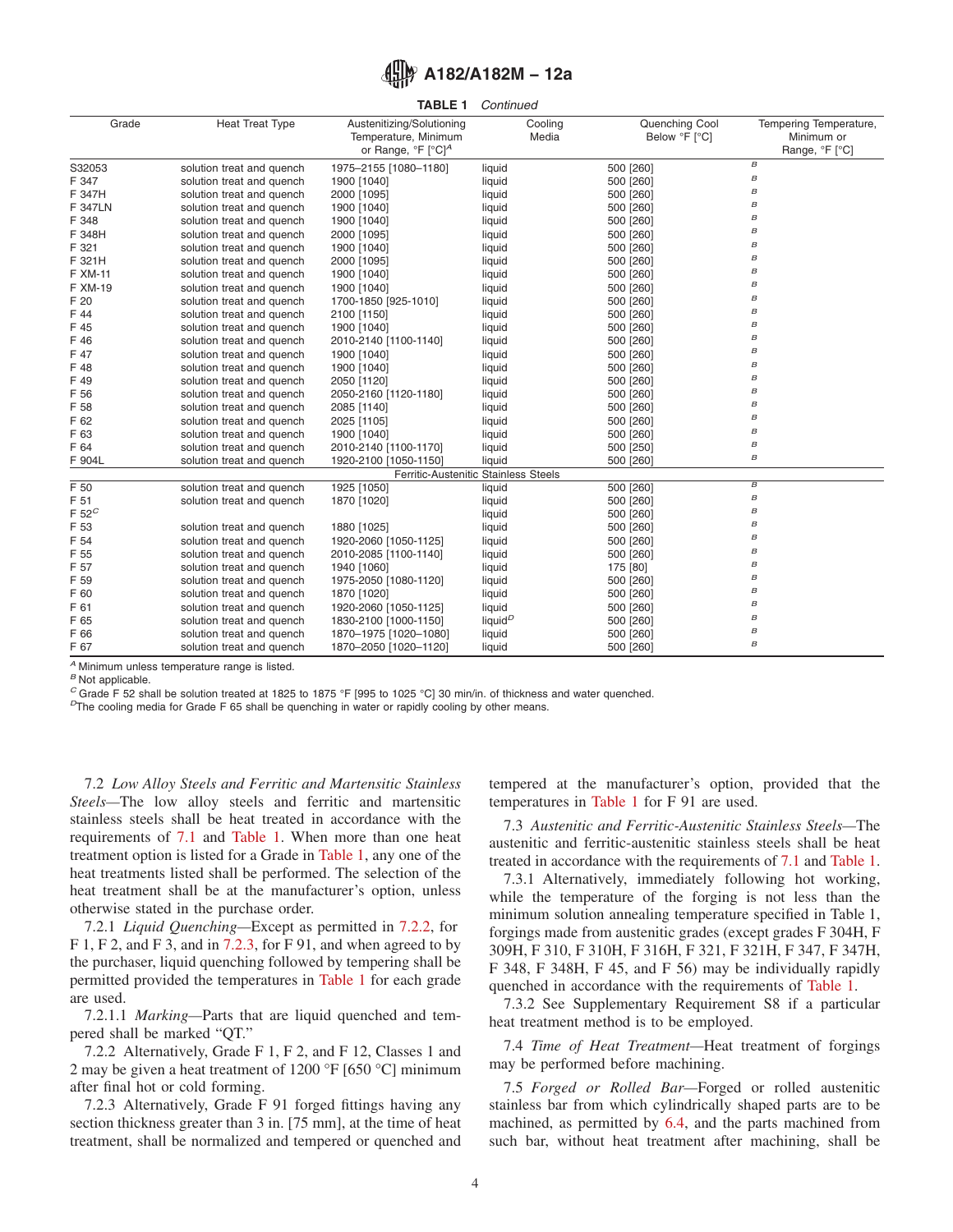**TABLE 1** *Continued*

| Grade | Heat Treat Type | Austenitizing/Solutioning Temperature, Minimum or Range, °F [°C][A] | Cooling Media | Quenching Cool Below °F [°C] | Tempering Temperature, Minimum or Range, °F [°C] |
|---|---|---|---|---|---|
| S32053 | solution treat and quench | 1975–2155 [1080–1180] | liquid | 500 [260] | [B] |
| F 347 | solution treat and quench | 1900 [1040] | liquid | 500 [260] | [B] |
| F 347H | solution treat and quench | 2000 [1095] | liquid | 500 [260] | [B] |
| F 347LN | solution treat and quench | 1900 [1040] | liquid | 500 [260] | [B] |
| F 348 | solution treat and quench | 1900 [1040] | liquid | 500 [260] | [B] |
| F 348H | solution treat and quench | 2000 [1095] | liquid | 500 [260] | [B] |
| F 321 | solution treat and quench | 1900 [1040] | liquid | 500 [260] | [B] |
| F 321H | solution treat and quench | 2000 [1095] | liquid | 500 [260] | [B] |
| F XM-11 | solution treat and quench | 1900 [1040] | liquid | 500 [260] | [B] |
| F XM-19 | solution treat and quench | 1900 [1040] | liquid | 500 [260] | [B] |
| F 20 | solution treat and quench | 1700-1850 [925-1010] | liquid | 500 [260] | [B] |
| F 44 | solution treat and quench | 2100 [1150] | liquid | 500 [260] | [B] |
| F 45 | solution treat and quench | 1900 [1040] | liquid | 500 [260] | [B] |
| F 46 | solution treat and quench | 2010-2140 [1100-1140] | liquid | 500 [260] | [B] |
| F 47 | solution treat and quench | 1900 [1040] | liquid | 500 [260] | [B] |
| F 48 | solution treat and quench | 1900 [1040] | liquid | 500 [260] | [B] |
| F 49 | solution treat and quench | 2050 [1120] | liquid | 500 [260] | [B] |
| F 56 | solution treat and quench | 2050-2160 [1120-1180] | liquid | 500 [260] | [B] |
| F 58 | solution treat and quench | 2085 [1140] | liquid | 500 [260] | [B] |
| F 62 | solution treat and quench | 2025 [1105] | liquid | 500 [260] | [B] |
| F 63 | solution treat and quench | 1900 [1040] | liquid | 500 [260] | [B] |
| F 64 | solution treat and quench | 2010-2140 [1100-1170] | liquid | 500 [250] | [B] |
| F 904L | solution treat and quench | 1920-2100 [1050-1150] | liquid | 500 [260] | [B] |
| | | Ferritic-Austenitic Stainless Steels | | | |
| F 50 | solution treat and quench | 1925 [1050] | liquid | 500 [260] | [B] |
| F 51 | solution treat and quench | 1870 [1020] | liquid | 500 [260] | [B] |
| F 52[C] | | | liquid | 500 [260] | [B] |
| F 53 | solution treat and quench | 1880 [1025] | liquid | 500 [260] | [B] |
| F 54 | solution treat and quench | 1920-2060 [1050-1125] | liquid | 500 [260] | [B] |
| F 55 | solution treat and quench | 2010-2085 [1100-1140] | liquid | 500 [260] | [B] |
| F 57 | solution treat and quench | 1940 [1060] | liquid | 175 [80] | [B] |
| F 59 | solution treat and quench | 1975-2050 [1080-1120] | liquid | 500 [260] | [B] |
| F 60 | solution treat and quench | 1870 [1020] | liquid | 500 [260] | [B] |
| F 61 | solution treat and quench | 1920-2060 [1050-1125] | liquid | 500 [260] | [B] |
| F 65 | solution treat and quench | 1830-2100 [1000-1150] | liquid[D] | 500 [260] | [B] |
| F 66 | solution treat and quench | 1870–1975 [1020–1080] | liquid | 500 [260] | [B] |
| F 67 | solution treat and quench | 1870–2050 [1020–1120] | liquid | 500 [260] | [B] |

[A] Minimum unless temperature range is listed.
[B] Not applicable.
[C] Grade F 52 shall be solution treated at 1825 to 1875 °F [995 to 1025 °C] 30 min/in. of thickness and water quenched.
[D] The cooling media for Grade F 65 shall be quenching in water or rapidly cooling by other means.

7.2 *Low Alloy Steels and Ferritic and Martensitic Stainless Steels*—The low alloy steels and ferritic and martensitic stainless steels shall be heat treated in accordance with the requirements of 7.1 and Table 1. When more than one heat treatment option is listed for a Grade in Table 1, any one of the heat treatments listed shall be performed. The selection of the heat treatment shall be at the manufacturer's option, unless otherwise stated in the purchase order.

7.2.1 *Liquid Quenching*—Except as permitted in 7.2.2, for F 1, F 2, and F 3, and in 7.2.3, for F 91, and when agreed to by the purchaser, liquid quenching followed by tempering shall be permitted provided the temperatures in Table 1 for each grade are used.

7.2.1.1 *Marking*—Parts that are liquid quenched and tempered shall be marked "QT."

7.2.2 Alternatively, Grade F 1, F 2, and F 12, Classes 1 and 2 may be given a heat treatment of 1200 °F [650 °C] minimum after final hot or cold forming.

7.2.3 Alternatively, Grade F 91 forged fittings having any section thickness greater than 3 in. [75 mm], at the time of heat treatment, shall be normalized and tempered or quenched and tempered at the manufacturer's option, provided that the temperatures in Table 1 for F 91 are used.

7.3 *Austenitic and Ferritic-Austenitic Stainless Steels*—The austenitic and ferritic-austenitic stainless steels shall be heat treated in accordance with the requirements of 7.1 and Table 1.

7.3.1 Alternatively, immediately following hot working, while the temperature of the forging is not less than the minimum solution annealing temperature specified in Table 1, forgings made from austenitic grades (except grades F 304H, F 309H, F 310, F 310H, F 316H, F 321, F 321H, F 347, F 347H, F 348, F 348H, F 45, and F 56) may be individually rapidly quenched in accordance with the requirements of Table 1.

7.3.2 See Supplementary Requirement S8 if a particular heat treatment method is to be employed.

7.4 *Time of Heat Treatment*—Heat treatment of forgings may be performed before machining.

7.5 *Forged or Rolled Bar*—Forged or rolled austenitic stainless bar from which cylindrically shaped parts are to be machined, as permitted by 6.4, and the parts machined from such bar, without heat treatment after machining, shall be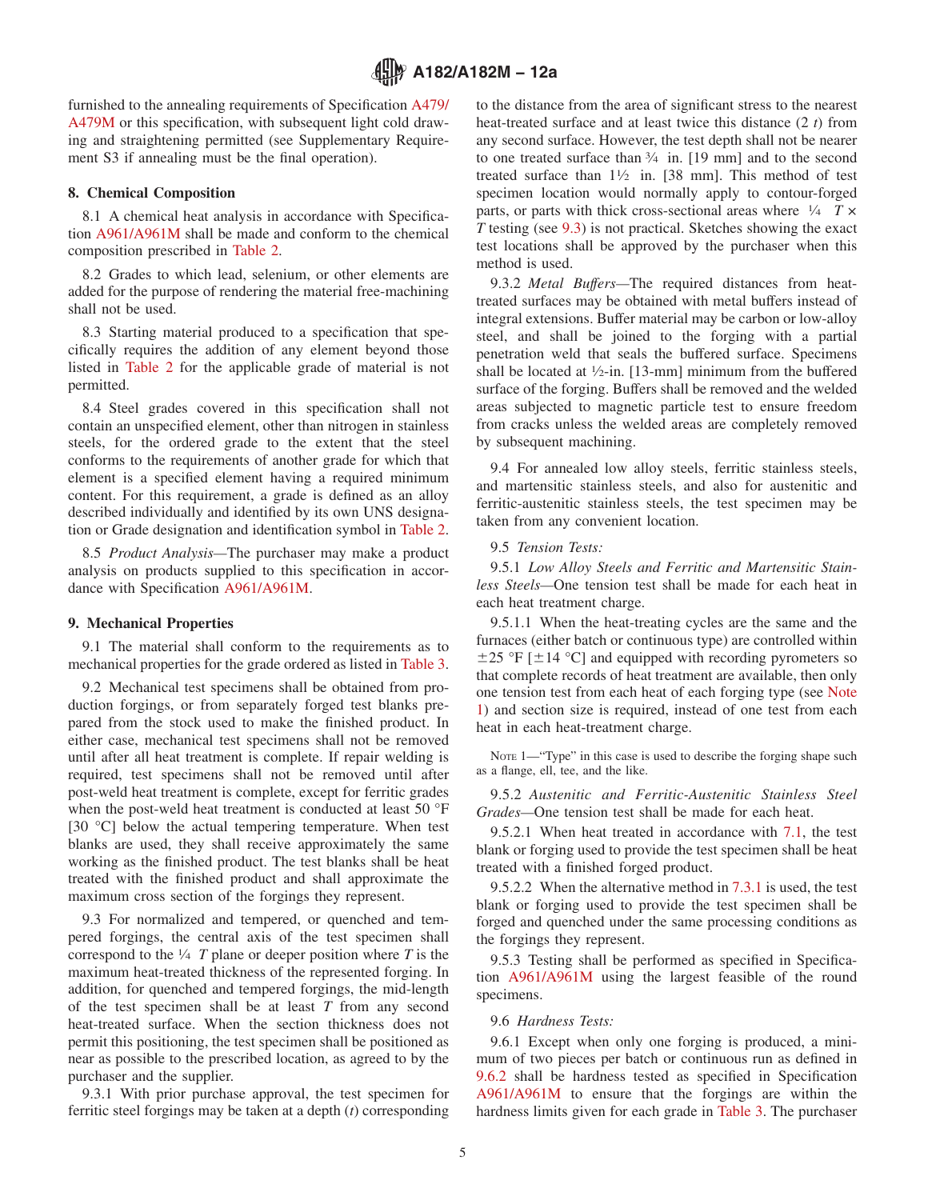furnished to the annealing requirements of Specification A479/A479M or this specification, with subsequent light cold drawing and straightening permitted (see Supplementary Requirement S3 if annealing must be the final operation).

## 8. Chemical Composition

8.1 A chemical heat analysis in accordance with Specification A961/A961M shall be made and conform to the chemical composition prescribed in Table 2.

8.2 Grades to which lead, selenium, or other elements are added for the purpose of rendering the material free-machining shall not be used.

8.3 Starting material produced to a specification that specifically requires the addition of any element beyond those listed in Table 2 for the applicable grade of material is not permitted.

8.4 Steel grades covered in this specification shall not contain an unspecified element, other than nitrogen in stainless steels, for the ordered grade to the extent that the steel conforms to the requirements of another grade for which that element is a specified element having a required minimum content. For this requirement, a grade is defined as an alloy described individually and identified by its own UNS designation or Grade designation and identification symbol in Table 2.

8.5 *Product Analysis*—The purchaser may make a product analysis on products supplied to this specification in accordance with Specification A961/A961M.

## 9. Mechanical Properties

9.1 The material shall conform to the requirements as to mechanical properties for the grade ordered as listed in Table 3.

9.2 Mechanical test specimens shall be obtained from production forgings, or from separately forged test blanks prepared from the stock used to make the finished product. In either case, mechanical test specimens shall not be removed until after all heat treatment is complete. If repair welding is required, test specimens shall not be removed until after post-weld heat treatment is complete, except for ferritic grades when the post-weld heat treatment is conducted at least 50 °F [30 °C] below the actual tempering temperature. When test blanks are used, they shall receive approximately the same working as the finished product. The test blanks shall be heat treated with the finished product and shall approximate the maximum cross section of the forgings they represent.

9.3 For normalized and tempered, or quenched and tempered forgings, the central axis of the test specimen shall correspond to the ¼ *T* plane or deeper position where *T* is the maximum heat-treated thickness of the represented forging. In addition, for quenched and tempered forgings, the mid-length of the test specimen shall be at least *T* from any second heat-treated surface. When the section thickness does not permit this positioning, the test specimen shall be positioned as near as possible to the prescribed location, as agreed to by the purchaser and the supplier.

9.3.1 With prior purchase approval, the test specimen for ferritic steel forgings may be taken at a depth ($t$) corresponding to the distance from the area of significant stress to the nearest heat-treated surface and at least twice this distance ($2t$) from any second surface. However, the test depth shall not be nearer to one treated surface than ¾ in. [19 mm] and to the second treated surface than 1½ in. [38 mm]. This method of test specimen location would normally apply to contour-forged parts, or parts with thick cross-sectional areas where ¼ $T \times T$ testing (see 9.3) is not practical. Sketches showing the exact test locations shall be approved by the purchaser when this method is used.

9.3.2 *Metal Buffers*—The required distances from heat-treated surfaces may be obtained with metal buffers instead of integral extensions. Buffer material may be carbon or low-alloy steel, and shall be joined to the forging with a partial penetration weld that seals the buffered surface. Specimens shall be located at ½-in. [13-mm] minimum from the buffered surface of the forging. Buffers shall be removed and the welded areas subjected to magnetic particle test to ensure freedom from cracks unless the welded areas are completely removed by subsequent machining.

9.4 For annealed low alloy steels, ferritic stainless steels, and martensitic stainless steels, and also for austenitic and ferritic-austenitic stainless steels, the test specimen may be taken from any convenient location.

9.5 *Tension Tests:*

9.5.1 *Low Alloy Steels and Ferritic and Martensitic Stainless Steels*—One tension test shall be made for each heat in each heat treatment charge.

9.5.1.1 When the heat-treating cycles are the same and the furnaces (either batch or continuous type) are controlled within ±25 °F [±14 °C] and equipped with recording pyrometers so that complete records of heat treatment are available, then only one tension test from each heat of each forging type (see Note 1) and section size is required, instead of one test from each heat in each heat-treatment charge.

NOTE 1—"Type" in this case is used to describe the forging shape such as a flange, ell, tee, and the like.

9.5.2 *Austenitic and Ferritic-Austenitic Stainless Steel Grades*—One tension test shall be made for each heat.

9.5.2.1 When heat treated in accordance with 7.1, the test blank or forging used to provide the test specimen shall be heat treated with a finished forged product.

9.5.2.2 When the alternative method in 7.3.1 is used, the test blank or forging used to provide the test specimen shall be forged and quenched under the same processing conditions as the forgings they represent.

9.5.3 Testing shall be performed as specified in Specification A961/A961M using the largest feasible of the round specimens.

9.6 *Hardness Tests:*

9.6.1 Except when only one forging is produced, a minimum of two pieces per batch or continuous run as defined in 9.6.2 shall be hardness tested as specified in Specification A961/A961M to ensure that the forgings are within the hardness limits given for each grade in Table 3. The purchaser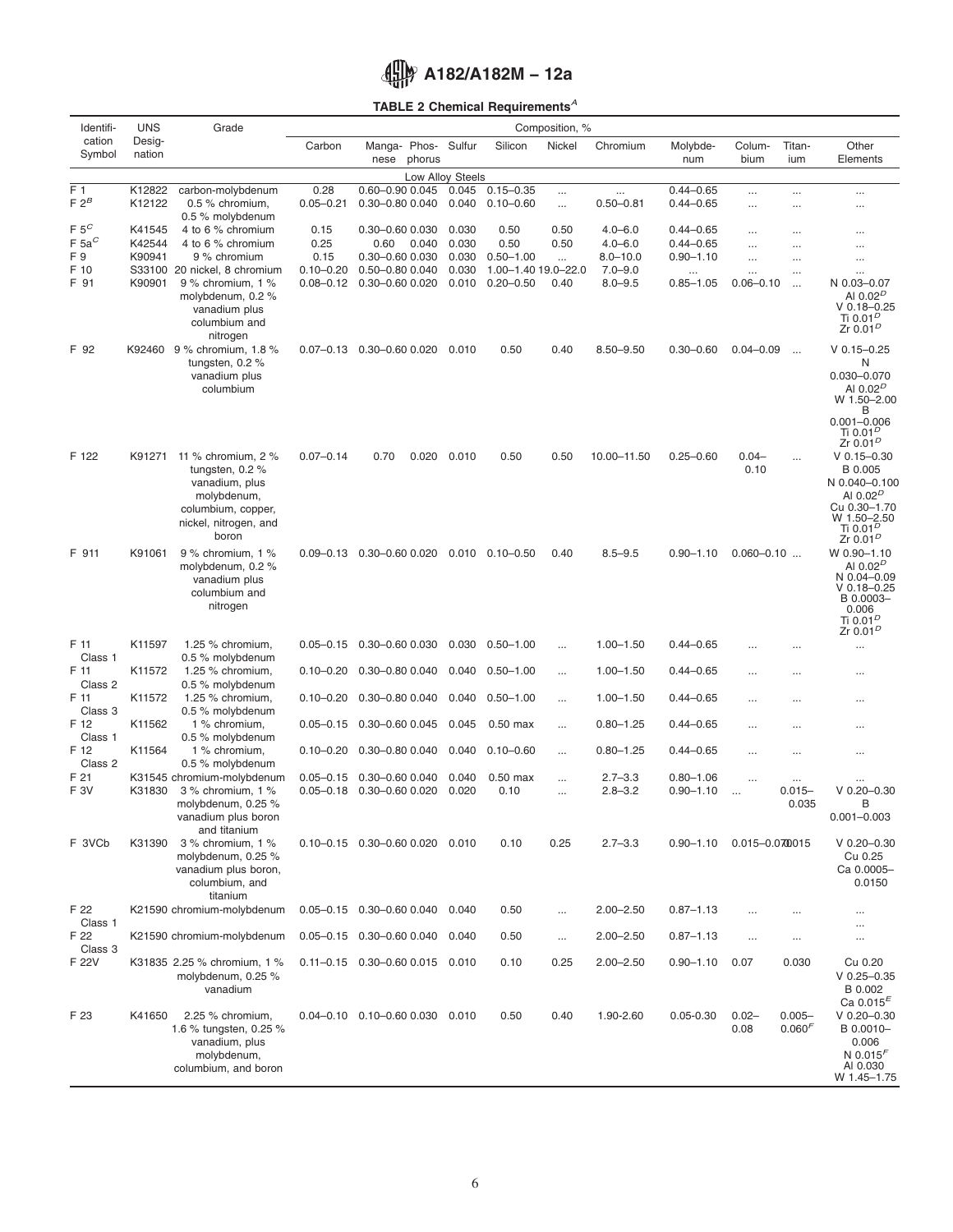**TABLE 2 Chemical Requirements[A]**

| Identification Symbol | UNS Designation | Grade | Composition, % | | | | | | | | | | |
|---|---|---|---|---|---|---|---|---|---|---|---|---|---|
| | | | Carbon | Manganese | Phosphorus | Sulfur | Silicon | Nickel | Chromium | Molybdenum | Columbium | Titanium | Other Elements |
| | | | Low Alloy Steels | | | | | | | | | | |
| F 1 | K12822 | carbon-molybdenum | 0.28 | 0.60–0.90 | 0.045 | 0.045 | 0.15–0.35 | ... | ... | 0.44–0.65 | ... | ... | ... |
| F 2[B] | K12122 | 0.5 % chromium, 0.5 % molybdenum | 0.05–0.21 | 0.30–0.80 | 0.040 | 0.040 | 0.10–0.60 | ... | 0.50–0.81 | 0.44–0.65 | ... | ... | ... |
| F 5[C] | K41545 | 4 to 6 % chromium | 0.15 | 0.30–0.60 | 0.030 | 0.030 | 0.50 | 0.50 | 4.0–6.0 | 0.44–0.65 | ... | ... | ... |
| F 5a[C] | K42544 | 4 to 6 % chromium | 0.25 | 0.60 | 0.040 | 0.030 | 0.50 | 0.50 | 4.0–6.0 | 0.44–0.65 | ... | ... | ... |
| F 9 | K90941 | 9 % chromium | 0.15 | 0.30–0.60 | 0.030 | 0.030 | 0.50–1.00 | ... | 8.0–10.0 | 0.90–1.10 | ... | ... | ... |
| F 10 | S33100 | 20 nickel, 8 chromium | 0.10–0.20 | 0.50–0.80 | 0.040 | 0.030 | 1.00–1.40 | 19.0–22.0 | 7.0–9.0 | ... | ... | ... | ... |
| F 91 | K90901 | 9 % chromium, 1 % molybdenum, 0.2 % vanadium plus columbium and nitrogen | 0.08–0.12 | 0.30–0.60 | 0.020 | 0.010 | 0.20–0.50 | 0.40 | 8.0–9.5 | 0.85–1.05 | 0.06–0.10 | ... | N 0.03–0.07 Al 0.02[D] V 0.18–0.25 Ti 0.01[D] Zr 0.01[D] |
| F 92 | K92460 | 9 % chromium, 1.8 % tungsten, 0.2 % vanadium plus columbium | 0.07–0.13 | 0.30–0.60 | 0.020 | 0.010 | 0.50 | 0.40 | 8.50–9.50 | 0.30–0.60 | 0.04–0.09 | ... | V 0.15–0.25 N 0.030–0.070 Al 0.02[D] W 1.50–2.00 B 0.001–0.006 Ti 0.01[D] Zr 0.01[D] |
| F 122 | K91271 | 11 % chromium, 2 % tungsten, 0.2 % vanadium, plus molybdenum, columbium, copper, nickel, nitrogen, and boron | 0.07–0.14 | 0.70 | 0.020 | 0.010 | 0.50 | 0.50 | 10.00–11.50 | 0.25–0.60 | 0.04–0.10 | ... | V 0.15–0.30 B 0.005 N 0.040–0.100 Al 0.02[D] Cu 0.30–1.70 W 1.50–2.50 Ti 0.01[D] Zr 0.01[D] |
| F 911 | K91061 | 9 % chromium, 1 % molybdenum, 0.2 % vanadium plus columbium and nitrogen | 0.09–0.13 | 0.30–0.60 | 0.020 | 0.010 | 0.10–0.50 | 0.40 | 8.5–9.5 | 0.90–1.10 | 0.060–0.10 | ... | W 0.90–1.10 Al 0.02[D] N 0.04–0.09 V 0.18–0.25 B 0.0003–0.006 Ti 0.01[D] Zr 0.01[D] |
| F 11 Class 1 | K11597 | 1.25 % chromium, 0.5 % molybdenum | 0.05–0.15 | 0.30–0.60 | 0.030 | 0.030 | 0.50–1.00 | ... | 1.00–1.50 | 0.44–0.65 | ... | ... | ... |
| F 11 Class 2 | K11572 | 1.25 % chromium, 0.5 % molybdenum | 0.10–0.20 | 0.30–0.80 | 0.040 | 0.040 | 0.50–1.00 | ... | 1.00–1.50 | 0.44–0.65 | ... | ... | ... |
| F 11 Class 3 | K11572 | 1.25 % chromium, 0.5 % molybdenum | 0.10–0.20 | 0.30–0.80 | 0.040 | 0.040 | 0.50–1.00 | ... | 1.00–1.50 | 0.44–0.65 | ... | ... | ... |
| F 12 Class 1 | K11562 | 1 % chromium, 0.5 % molybdenum | 0.05–0.15 | 0.30–0.60 | 0.045 | 0.045 | 0.50 max | ... | 0.80–1.25 | 0.44–0.65 | ... | ... | ... |
| F 12 Class 2 | K11564 | 1 % chromium, 0.5 % molybdenum | 0.10–0.20 | 0.30–0.80 | 0.040 | 0.040 | 0.10–0.60 | ... | 0.80–1.25 | 0.44–0.65 | ... | ... | ... |
| F 21 | K31545 | chromium-molybdenum | 0.05–0.15 | 0.30–0.60 | 0.040 | 0.040 | 0.50 max | ... | 2.7–3.3 | 0.80–1.06 | ... | ... | ... |
| F 3V | K31830 | 3 % chromium, 1 % molybdenum, 0.25 % vanadium plus boron and titanium | 0.05–0.18 | 0.30–0.60 | 0.020 | 0.020 | 0.10 | ... | 2.8–3.2 | 0.90–1.10 | ... | 0.015–0.035 | V 0.20–0.30 B 0.001–0.003 |
| F 3VCb | K31390 | 3 % chromium, 1 % molybdenum, 0.25 % vanadium plus boron, columbium, and titanium | 0.10–0.15 | 0.30–0.60 | 0.020 | 0.010 | 0.10 | 0.25 | 2.7–3.3 | 0.90–1.10 | 0.015–0.070 | 0.015 | V 0.20–0.30 Cu 0.25 Ca 0.0005–0.0150 |
| F 22 Class 1 | K21590 | chromium-molybdenum | 0.05–0.15 | 0.30–0.60 | 0.040 | 0.040 | 0.50 | ... | 2.00–2.50 | 0.87–1.13 | ... | ... | ... |
| F 22 Class 3 | K21590 | chromium-molybdenum | 0.05–0.15 | 0.30–0.60 | 0.040 | 0.040 | 0.50 | ... | 2.00–2.50 | 0.87–1.13 | ... | ... | ... |
| F 22V | K31835 | 2.25 % chromium, 1 % molybdenum, 0.25 % vanadium | 0.11–0.15 | 0.30–0.60 | 0.015 | 0.010 | 0.10 | 0.25 | 2.00–2.50 | 0.90–1.10 | 0.07 | 0.030 | Cu 0.20 V 0.25–0.35 B 0.002 Ca 0.015[E] |
| F 23 | K41650 | 2.25 % chromium, 1.6 % tungsten, 0.25 % vanadium, plus molybdenum, columbium, and boron | 0.04–0.10 | 0.10–0.60 | 0.030 | 0.010 | 0.50 | 0.40 | 1.90-2.60 | 0.05-0.30 | 0.02–0.08 | 0.005–0.060[F] | V 0.20–0.30 B 0.0010–0.006 N 0.015[F] Al 0.030 W 1.45–1.75 |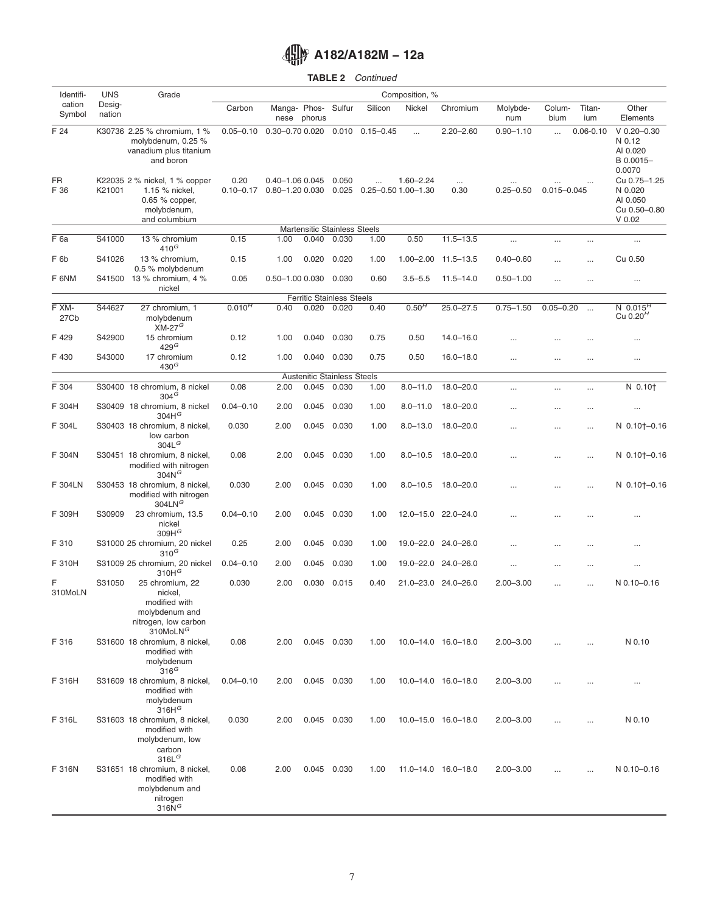**TABLE 2** *Continued*

| Identification Symbol | UNS Designation | Grade | Composition, % | | | | | | | | | | |
|---|---|---|---|---|---|---|---|---|---|---|---|---|---|
| | | | Carbon | Manganese | Phosphorus | Sulfur | Silicon | Nickel | Chromium | Molybdenum | Columbium | Titanium | Other Elements |
| F 24 | K30736 | 2.25 % chromium, 1 % molybdenum, 0.25 % vanadium plus titanium and boron | 0.05–0.10 | 0.30–0.70 | 0.020 | 0.010 | 0.15–0.45 | ... | 2.20–2.60 | 0.90–1.10 | ... | 0.06-0.10 | V 0.20–0.30 N 0.12 Al 0.020 B 0.0015–0.0070 |
| FR | K22035 | 2 % nickel, 1 % copper | 0.20 | 0.40–1.06 | 0.045 | 0.050 | ... | 1.60–2.24 | ... | ... | ... | ... | Cu 0.75–1.25 |
| F 36 | K21001 | 1.15 % nickel, 0.65 % copper, molybdenum, and columbium | 0.10–0.17 | 0.80–1.20 | 0.030 | 0.025 | 0.25–0.50 | 1.00–1.30 | 0.30 | 0.25–0.50 | 0.015–0.045 | | N 0.020 Al 0.050 Cu 0.50–0.80 V 0.02 |
| | | | | | Martensitic Stainless Steels | | | | | | | | |
| F 6a | S41000 | 13 % chromium 410[G] | 0.15 | 1.00 | 0.040 | 0.030 | 1.00 | 0.50 | 11.5–13.5 | ... | ... | ... | ... |
| F 6b | S41026 | 13 % chromium, 0.5 % molybdenum | 0.15 | 1.00 | 0.020 | 0.020 | 1.00 | 1.00–2.00 | 11.5–13.5 | 0.40–0.60 | ... | ... | Cu 0.50 |
| F 6NM | S41500 | 13 % chromium, 4 % nickel | 0.05 | 0.50–1.00 | 0.030 | 0.030 | 0.60 | 3.5–5.5 | 11.5–14.0 | 0.50–1.00 | ... | ... | ... |
| | | | | | Ferritic Stainless Steels | | | | | | | | |
| F XM-27Cb | S44627 | 27 chromium, 1 molybdenum XM-27[G] | 0.010[H] | 0.40 | 0.020 | 0.020 | 0.40 | 0.50[H] | 25.0–27.5 | 0.75–1.50 | 0.05–0.20 | ... | N 0.015[H] Cu 0.20[H] |
| F 429 | S42900 | 15 chromium 429[G] | 0.12 | 1.00 | 0.040 | 0.030 | 0.75 | 0.50 | 14.0–16.0 | ... | ... | ... | ... |
| F 430 | S43000 | 17 chromium 430[G] | 0.12 | 1.00 | 0.040 | 0.030 | 0.75 | 0.50 | 16.0–18.0 | ... | ... | ... | ... |
| | | | | | Austenitic Stainless Steels | | | | | | | | |
| F 304 | S30400 | 18 chromium, 8 nickel 304[G] | 0.08 | 2.00 | 0.045 | 0.030 | 1.00 | 8.0–11.0 | 18.0–20.0 | ... | ... | ... | N 0.10† |
| F 304H | S30409 | 18 chromium, 8 nickel 304H[G] | 0.04–0.10 | 2.00 | 0.045 | 0.030 | 1.00 | 8.0–11.0 | 18.0–20.0 | ... | ... | ... | ... |
| F 304L | S30403 | 18 chromium, 8 nickel, low carbon 304L[G] | 0.030 | 2.00 | 0.045 | 0.030 | 1.00 | 8.0–13.0 | 18.0–20.0 | ... | ... | ... | N 0.10†–0.16 |
| F 304N | S30451 | 18 chromium, 8 nickel, modified with nitrogen 304N[G] | 0.08 | 2.00 | 0.045 | 0.030 | 1.00 | 8.0–10.5 | 18.0–20.0 | ... | ... | ... | N 0.10†–0.16 |
| F 304LN | S30453 | 18 chromium, 8 nickel, modified with nitrogen 304LN[G] | 0.030 | 2.00 | 0.045 | 0.030 | 1.00 | 8.0–10.5 | 18.0–20.0 | ... | ... | ... | N 0.10†–0.16 |
| F 309H | S30909 | 23 chromium, 13.5 nickel 309H[G] | 0.04–0.10 | 2.00 | 0.045 | 0.030 | 1.00 | 12.0–15.0 | 22.0–24.0 | ... | ... | ... | ... |
| F 310 | S31000 | 25 chromium, 20 nickel 310[G] | 0.25 | 2.00 | 0.045 | 0.030 | 1.00 | 19.0–22.0 | 24.0–26.0 | ... | ... | ... | ... |
| F 310H | S31009 | 25 chromium, 20 nickel 310H[G] | 0.04–0.10 | 2.00 | 0.045 | 0.030 | 1.00 | 19.0–22.0 | 24.0–26.0 | ... | ... | ... | ... |
| F 310MoLN | S31050 | 25 chromium, 22 nickel, modified with molybdenum and nitrogen, low carbon 310MoLN[G] | 0.030 | 2.00 | 0.030 | 0.015 | 0.40 | 21.0–23.0 | 24.0–26.0 | 2.00–3.00 | ... | ... | N 0.10–0.16 |
| F 316 | S31600 | 18 chromium, 8 nickel, modified with molybdenum 316[G] | 0.08 | 2.00 | 0.045 | 0.030 | 1.00 | 10.0–14.0 | 16.0–18.0 | 2.00–3.00 | ... | ... | N 0.10 |
| F 316H | S31609 | 18 chromium, 8 nickel, modified with molybdenum 316H[G] | 0.04–0.10 | 2.00 | 0.045 | 0.030 | 1.00 | 10.0–14.0 | 16.0–18.0 | 2.00–3.00 | ... | ... | ... |
| F 316L | S31603 | 18 chromium, 8 nickel, modified with molybdenum, low carbon 316L[G] | 0.030 | 2.00 | 0.045 | 0.030 | 1.00 | 10.0–15.0 | 16.0–18.0 | 2.00–3.00 | ... | ... | N 0.10 |
| F 316N | S31651 | 18 chromium, 8 nickel, modified with molybdenum and nitrogen 316N[G] | 0.08 | 2.00 | 0.045 | 0.030 | 1.00 | 11.0–14.0 | 16.0–18.0 | 2.00–3.00 | ... | ... | N 0.10–0.16 |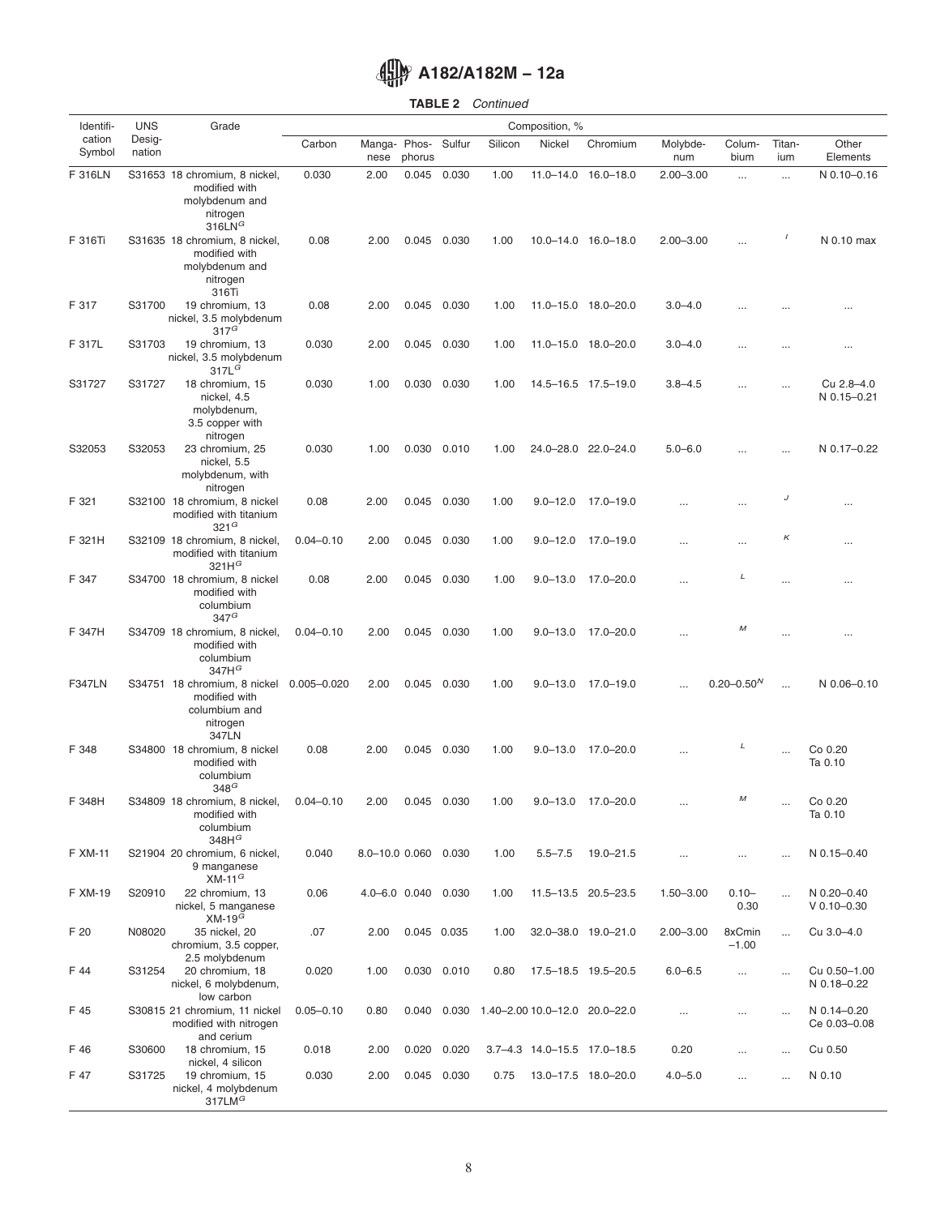**TABLE 2** *Continued*

| Identification Symbol | UNS Designation | Grade | Composition, % | | | | | | | | | | |
|---|---|---|---|---|---|---|---|---|---|---|---|---|---|
| | | | Carbon | Manganese | Phosphorus | Sulfur | Silicon | Nickel | Chromium | Molybdenum | Columbium | Titanium | Other Elements |
| F 316LN | S31653 | 18 chromium, 8 nickel, modified with molybdenum and nitrogen 316LN[G] | 0.030 | 2.00 | 0.045 | 0.030 | 1.00 | 11.0–14.0 | 16.0–18.0 | 2.00–3.00 | ... | ... | N 0.10–0.16 |
| F 316Ti | S31635 | 18 chromium, 8 nickel, modified with molybdenum and nitrogen 316Ti | 0.08 | 2.00 | 0.045 | 0.030 | 1.00 | 10.0–14.0 | 16.0–18.0 | 2.00–3.00 | ... | [I] | N 0.10 max |
| F 317 | S31700 | 19 chromium, 13 nickel, 3.5 molybdenum 317[G] | 0.08 | 2.00 | 0.045 | 0.030 | 1.00 | 11.0–15.0 | 18.0–20.0 | 3.0–4.0 | ... | ... | ... |
| F 317L | S31703 | 19 chromium, 13 nickel, 3.5 molybdenum 317L[G] | 0.030 | 2.00 | 0.045 | 0.030 | 1.00 | 11.0–15.0 | 18.0–20.0 | 3.0–4.0 | ... | ... | ... |
| S31727 | S31727 | 18 chromium, 15 nickel, 4.5 molybdenum, 3.5 copper with nitrogen | 0.030 | 1.00 | 0.030 | 0.030 | 1.00 | 14.5–16.5 | 17.5–19.0 | 3.8–4.5 | ... | ... | Cu 2.8–4.0 N 0.15–0.21 |
| S32053 | S32053 | 23 chromium, 25 nickel, 5.5 molybdenum, with nitrogen | 0.030 | 1.00 | 0.030 | 0.010 | 1.00 | 24.0–28.0 | 22.0–24.0 | 5.0–6.0 | ... | ... | N 0.17–0.22 |
| F 321 | S32100 | 18 chromium, 8 nickel modified with titanium 321[G] | 0.08 | 2.00 | 0.045 | 0.030 | 1.00 | 9.0–12.0 | 17.0–19.0 | ... | ... | [J] | ... |
| F 321H | S32109 | 18 chromium, 8 nickel, modified with titanium 321H[G] | 0.04–0.10 | 2.00 | 0.045 | 0.030 | 1.00 | 9.0–12.0 | 17.0–19.0 | ... | ... | [K] | ... |
| F 347 | S34700 | 18 chromium, 8 nickel modified with columbium 347[G] | 0.08 | 2.00 | 0.045 | 0.030 | 1.00 | 9.0–13.0 | 17.0–20.0 | ... | [L] | ... | ... |
| F 347H | S34709 | 18 chromium, 8 nickel, modified with columbium 347H[G] | 0.04–0.10 | 2.00 | 0.045 | 0.030 | 1.00 | 9.0–13.0 | 17.0–20.0 | ... | [M] | ... | ... |
| F347LN | S34751 | 18 chromium, 8 nickel modified with columbium and nitrogen 347LN | 0.005–0.020 | 2.00 | 0.045 | 0.030 | 1.00 | 9.0–13.0 | 17.0–19.0 | ... | 0.20–0.50[N] | ... | N 0.06–0.10 |
| F 348 | S34800 | 18 chromium, 8 nickel modified with columbium 348[G] | 0.08 | 2.00 | 0.045 | 0.030 | 1.00 | 9.0–13.0 | 17.0–20.0 | ... | [L] | ... | Co 0.20 Ta 0.10 |
| F 348H | S34809 | 18 chromium, 8 nickel, modified with columbium 348H[G] | 0.04–0.10 | 2.00 | 0.045 | 0.030 | 1.00 | 9.0–13.0 | 17.0–20.0 | ... | [M] | ... | Co 0.20 Ta 0.10 |
| F XM-11 | S21904 | 20 chromium, 6 nickel, 9 manganese XM-11[G] | 0.040 | 8.0–10.0 | 0.060 | 0.030 | 1.00 | 5.5–7.5 | 19.0–21.5 | ... | ... | ... | N 0.15–0.40 |
| F XM-19 | S20910 | 22 chromium, 13 nickel, 5 manganese XM-19[G] | 0.06 | 4.0–6.0 | 0.040 | 0.030 | 1.00 | 11.5–13.5 | 20.5–23.5 | 1.50–3.00 | 0.10–0.30 | ... | N 0.20–0.40 V 0.10–0.30 |
| F 20 | N08020 | 35 nickel, 20 chromium, 3.5 copper, 2.5 molybdenum | .07 | 2.00 | 0.045 | 0.035 | 1.00 | 32.0–38.0 | 19.0–21.0 | 2.00–3.00 | 8xCmin –1.00 | ... | Cu 3.0–4.0 |
| F 44 | S31254 | 20 chromium, 18 nickel, 6 molybdenum, low carbon | 0.020 | 1.00 | 0.030 | 0.010 | 0.80 | 17.5–18.5 | 19.5–20.5 | 6.0–6.5 | ... | ... | Cu 0.50–1.00 N 0.18–0.22 |
| F 45 | S30815 | 21 chromium, 11 nickel modified with nitrogen and cerium | 0.05–0.10 | 0.80 | 0.040 | 0.030 | 1.40–2.00 | 10.0–12.0 | 20.0–22.0 | ... | ... | ... | N 0.14–0.20 Ce 0.03–0.08 |
| F 46 | S30600 | 18 chromium, 15 nickel, 4 silicon | 0.018 | 2.00 | 0.020 | 0.020 | 3.7–4.3 | 14.0–15.5 | 17.0–18.5 | 0.20 | ... | ... | Cu 0.50 |
| F 47 | S31725 | 19 chromium, 15 nickel, 4 molybdenum 317LM[G] | 0.030 | 2.00 | 0.045 | 0.030 | 0.75 | 13.0–17.5 | 18.0–20.0 | 4.0–5.0 | ... | ... | N 0.10 |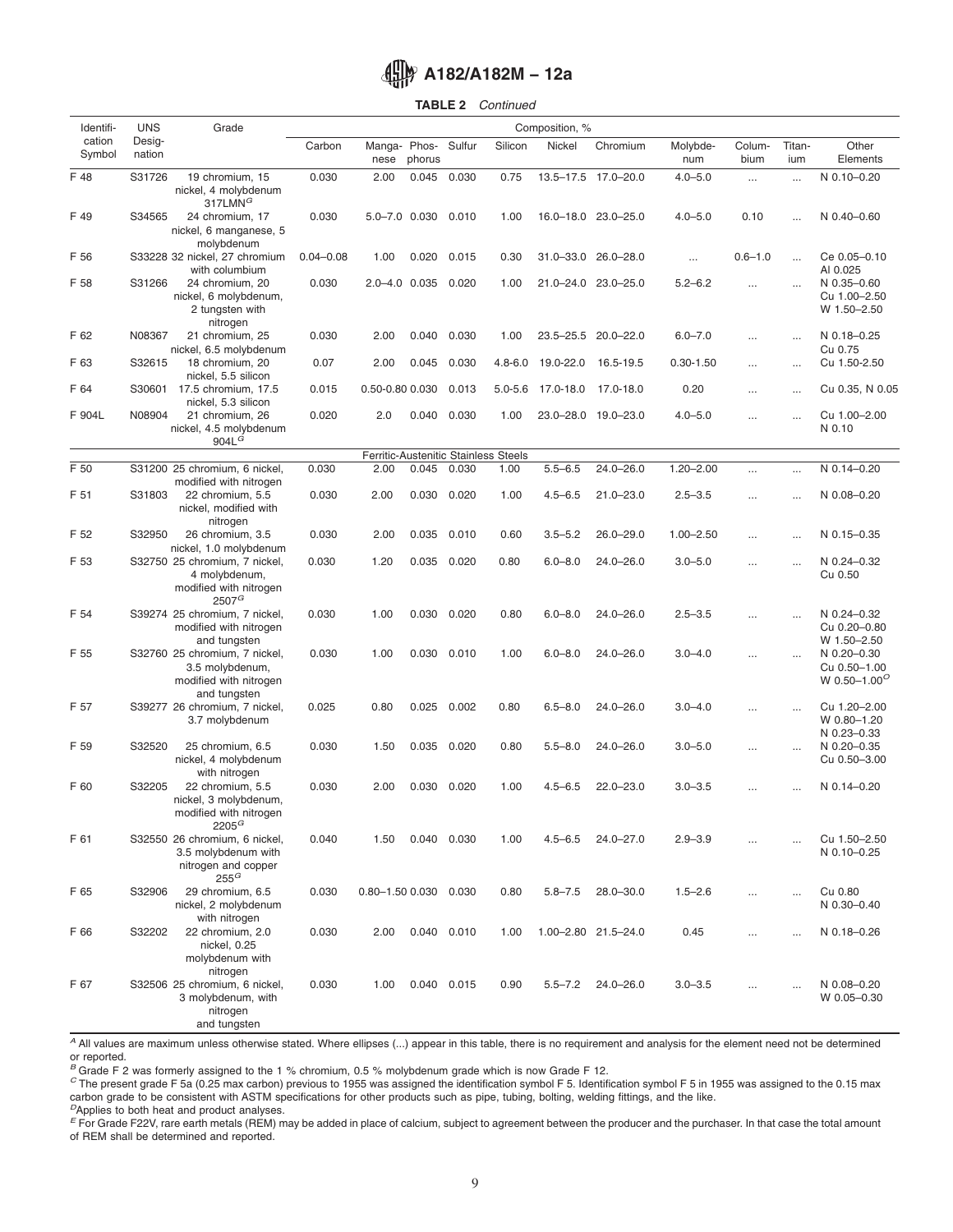**TABLE 2** *Continued*

| Identification Symbol | UNS Designation | Grade | Carbon | Manganese | Phosphorus | Sulfur | Silicon | Nickel | Chromium | Molybdenum | Columbium | Titanium | Other Elements |
|---|---|---|---|---|---|---|---|---|---|---|---|---|---|
| F 48 | S31726 | 19 chromium, 15 nickel, 4 molybdenum 317LMN[G] | 0.030 | 2.00 | 0.045 | 0.030 | 0.75 | 13.5–17.5 | 17.0–20.0 | 4.0–5.0 | ... | ... | N 0.10–0.20 |
| F 49 | S34565 | 24 chromium, 17 nickel, 6 manganese, 5 molybdenum | 0.030 | 5.0–7.0 | 0.030 | 0.010 | 1.00 | 16.0–18.0 | 23.0–25.0 | 4.0–5.0 | 0.10 | ... | N 0.40–0.60 |
| F 56 | S33228 | 32 nickel, 27 chromium with columbium | 0.04–0.08 | 1.00 | 0.020 | 0.015 | 0.30 | 31.0–33.0 | 26.0–28.0 | ... | 0.6–1.0 | ... | Ce 0.05–0.10 Al 0.025 |
| F 58 | S31266 | 24 chromium, 20 nickel, 6 molybdenum, 2 tungsten with nitrogen | 0.030 | 2.0–4.0 | 0.035 | 0.020 | 1.00 | 21.0–24.0 | 23.0–25.0 | 5.2–6.2 | ... | ... | N 0.35–0.60 Cu 1.00–2.50 W 1.50–2.50 |
| F 62 | N08367 | 21 chromium, 25 nickel, 6.5 molybdenum | 0.030 | 2.00 | 0.040 | 0.030 | 1.00 | 23.5–25.5 | 20.0–22.0 | 6.0–7.0 | ... | ... | N 0.18–0.25 Cu 0.75 |
| F 63 | S32615 | 18 chromium, 20 nickel, 5.5 silicon | 0.07 | 2.00 | 0.045 | 0.030 | 4.8-6.0 | 19.0-22.0 | 16.5-19.5 | 0.30-1.50 | ... | ... | Cu 1.50-2.50 |
| F 64 | S30601 | 17.5 chromium, 17.5 nickel, 5.3 silicon | 0.015 | 0.50-0.80 | 0.030 | 0.013 | 5.0-5.6 | 17.0-18.0 | 17.0-18.0 | 0.20 | ... | ... | Cu 0.35, N 0.05 |
| F 904L | N08904 | 21 chromium, 26 nickel, 4.5 molybdenum 904L[G] | 0.020 | 2.0 | 0.040 | 0.030 | 1.00 | 23.0–28.0 | 19.0–23.0 | 4.0–5.0 | ... | ... | Cu 1.00–2.00 N 0.10 |
| | | **Ferritic-Austenitic Stainless Steels** | | | | | | | | | | | |
| F 50 | S31200 | 25 chromium, 6 nickel, modified with nitrogen | 0.030 | 2.00 | 0.045 | 0.030 | 1.00 | 5.5–6.5 | 24.0–26.0 | 1.20–2.00 | ... | ... | N 0.14–0.20 |
| F 51 | S31803 | 22 chromium, 5.5 nickel, modified with nitrogen | 0.030 | 2.00 | 0.030 | 0.020 | 1.00 | 4.5–6.5 | 21.0–23.0 | 2.5–3.5 | ... | ... | N 0.08–0.20 |
| F 52 | S32950 | 26 chromium, 3.5 nickel, 1.0 molybdenum | 0.030 | 2.00 | 0.035 | 0.010 | 0.60 | 3.5–5.2 | 26.0–29.0 | 1.00–2.50 | ... | ... | N 0.15–0.35 |
| F 53 | S32750 | 25 chromium, 7 nickel, 4 molybdenum, modified with nitrogen 2507[G] | 0.030 | 1.20 | 0.035 | 0.020 | 0.80 | 6.0–8.0 | 24.0–26.0 | 3.0–5.0 | ... | ... | N 0.24–0.32 Cu 0.50 |
| F 54 | S39274 | 25 chromium, 7 nickel, modified with nitrogen and tungsten | 0.030 | 1.00 | 0.030 | 0.020 | 0.80 | 6.0–8.0 | 24.0–26.0 | 2.5–3.5 | ... | ... | N 0.24–0.32 Cu 0.20–0.80 W 1.50–2.50 |
| F 55 | S32760 | 25 chromium, 7 nickel, 3.5 molybdenum, modified with nitrogen and tungsten | 0.030 | 1.00 | 0.030 | 0.010 | 1.00 | 6.0–8.0 | 24.0–26.0 | 3.0–4.0 | ... | ... | N 0.20–0.30 Cu 0.50–1.00 W 0.50–1.00[D] |
| F 57 | S39277 | 26 chromium, 7 nickel, 3.7 molybdenum | 0.025 | 0.80 | 0.025 | 0.002 | 0.80 | 6.5–8.0 | 24.0–26.0 | 3.0–4.0 | ... | ... | Cu 1.20–2.00 W 0.80–1.20 N 0.23–0.33 |
| F 59 | S32520 | 25 chromium, 6.5 nickel, 4 molybdenum with nitrogen | 0.030 | 1.50 | 0.035 | 0.020 | 0.80 | 5.5–8.0 | 24.0–26.0 | 3.0–5.0 | ... | ... | N 0.20–0.35 Cu 0.50–3.00 |
| F 60 | S32205 | 22 chromium, 5.5 nickel, 3 molybdenum, modified with nitrogen 2205[G] | 0.030 | 2.00 | 0.030 | 0.020 | 1.00 | 4.5–6.5 | 22.0–23.0 | 3.0–3.5 | ... | ... | N 0.14–0.20 |
| F 61 | S32550 | 26 chromium, 6 nickel, 3.5 molybdenum with nitrogen and copper 255[G] | 0.040 | 1.50 | 0.040 | 0.030 | 1.00 | 4.5–6.5 | 24.0–27.0 | 2.9–3.9 | ... | ... | Cu 1.50–2.50 N 0.10–0.25 |
| F 65 | S32906 | 29 chromium, 6.5 nickel, 2 molybdenum with nitrogen | 0.030 | 0.80–1.50 | 0.030 | 0.030 | 0.80 | 5.8–7.5 | 28.0–30.0 | 1.5–2.6 | ... | ... | Cu 0.80 N 0.30–0.40 |
| F 66 | S32202 | 22 chromium, 2.0 nickel, 0.25 molybdenum with nitrogen | 0.030 | 2.00 | 0.040 | 0.010 | 1.00 | 1.00–2.80 | 21.5–24.0 | 0.45 | ... | ... | N 0.18–0.26 |
| F 67 | S32506 | 25 chromium, 6 nickel, 3 molybdenum, with nitrogen and tungsten | 0.030 | 1.00 | 0.040 | 0.015 | 0.90 | 5.5–7.2 | 24.0–26.0 | 3.0–3.5 | ... | ... | N 0.08–0.20 W 0.05–0.30 |

[A] All values are maximum unless otherwise stated. Where ellipses (...) appear in this table, there is no requirement and analysis for the element need not be determined or reported.

[B] Grade F 2 was formerly assigned to the 1 % chromium, 0.5 % molybdenum grade which is now Grade F 12.

[C] The present grade F 5a (0.25 max carbon) previous to 1955 was assigned the identification symbol F 5. Identification symbol F 5 in 1955 was assigned to the 0.15 max carbon grade to be consistent with ASTM specifications for other products such as pipe, tubing, bolting, welding fittings, and the like.

[D] Applies to both heat and product analyses.

[E] For Grade F22V, rare earth metals (REM) may be added in place of calcium, subject to agreement between the producer and the purchaser. In that case the total amount of REM shall be determined and reported.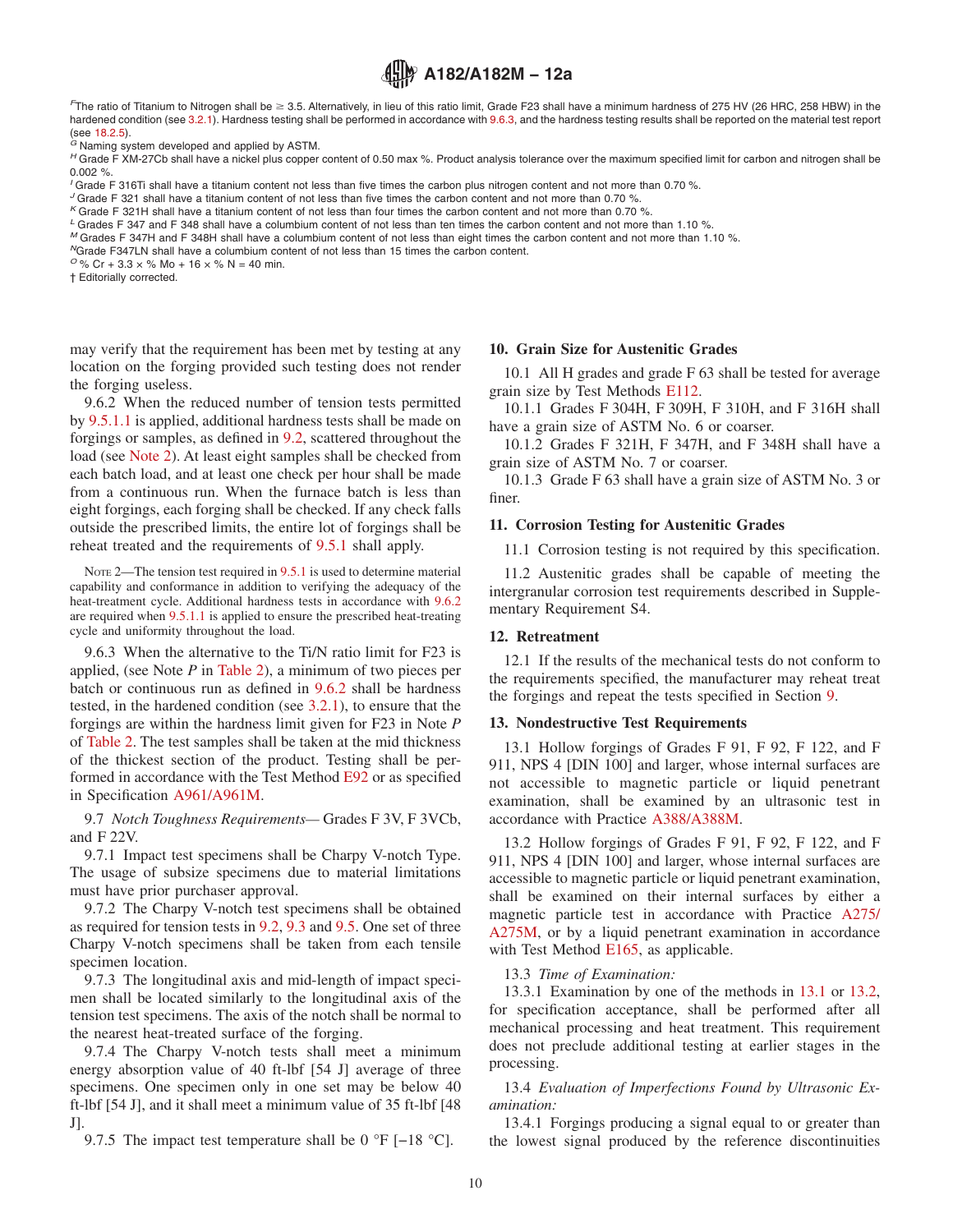[F] The ratio of Titanium to Nitrogen shall be ≥ 3.5. Alternatively, in lieu of this ratio limit, Grade F23 shall have a minimum hardness of 275 HV (26 HRC, 258 HBW) in the hardened condition (see 3.2.1). Hardness testing shall be performed in accordance with 9.6.3, and the hardness testing results shall be reported on the material test report (see 18.2.5).

[G] Naming system developed and applied by ASTM.

[H] Grade F XM-27Cb shall have a nickel plus copper content of 0.50 max %. Product analysis tolerance over the maximum specified limit for carbon and nitrogen shall be 0.002 %.

[I] Grade F 316Ti shall have a titanium content not less than five times the carbon plus nitrogen content and not more than 0.70 %.

[J] Grade F 321 shall have a titanium content of not less than five times the carbon content and not more than 0.70 %.

[K] Grade F 321H shall have a titanium content of not less than four times the carbon content and not more than 0.70 %.

[L] Grades F 347 and F 348 shall have a columbium content of not less than ten times the carbon content and not more than 1.10 %.

[M] Grades F 347H and F 348H shall have a columbium content of not less than eight times the carbon content and not more than 1.10 %.

[N] Grade F347LN shall have a columbium content of not less than 15 times the carbon content.

[O] % Cr + 3.3 × % Mo + 16 × % N = 40 min.

† Editorially corrected.

may verify that the requirement has been met by testing at any location on the forging provided such testing does not render the forging useless.

9.6.2 When the reduced number of tension tests permitted by 9.5.1.1 is applied, additional hardness tests shall be made on forgings or samples, as defined in 9.2, scattered throughout the load (see Note 2). At least eight samples shall be checked from each batch load, and at least one check per hour shall be made from a continuous run. When the furnace batch is less than eight forgings, each forging shall be checked. If any check falls outside the prescribed limits, the entire lot of forgings shall be reheat treated and the requirements of 9.5.1 shall apply.

NOTE 2—The tension test required in 9.5.1 is used to determine material capability and conformance in addition to verifying the adequacy of the heat-treatment cycle. Additional hardness tests in accordance with 9.6.2 are required when 9.5.1.1 is applied to ensure the prescribed heat-treating cycle and uniformity throughout the load.

9.6.3 When the alternative to the Ti/N ratio limit for F23 is applied, (see Note *P* in Table 2), a minimum of two pieces per batch or continuous run as defined in 9.6.2 shall be hardness tested, in the hardened condition (see 3.2.1), to ensure that the forgings are within the hardness limit given for F23 in Note *P* of Table 2. The test samples shall be taken at the mid thickness of the thickest section of the product. Testing shall be performed in accordance with the Test Method E92 or as specified in Specification A961/A961M.

9.7 *Notch Toughness Requirements*— Grades F 3V, F 3VCb, and F 22V.

9.7.1 Impact test specimens shall be Charpy V-notch Type. The usage of subsize specimens due to material limitations must have prior purchaser approval.

9.7.2 The Charpy V-notch test specimens shall be obtained as required for tension tests in 9.2, 9.3 and 9.5. One set of three Charpy V-notch specimens shall be taken from each tensile specimen location.

9.7.3 The longitudinal axis and mid-length of impact specimen shall be located similarly to the longitudinal axis of the tension test specimens. The axis of the notch shall be normal to the nearest heat-treated surface of the forging.

9.7.4 The Charpy V-notch tests shall meet a minimum energy absorption value of 40 ft-lbf [54 J] average of three specimens. One specimen only in one set may be below 40 ft-lbf [54 J], and it shall meet a minimum value of 35 ft-lbf [48 J].

9.7.5 The impact test temperature shall be 0 °F [−18 °C].

## 10. Grain Size for Austenitic Grades

10.1 All H grades and grade F 63 shall be tested for average grain size by Test Methods E112.

10.1.1 Grades F 304H, F 309H, F 310H, and F 316H shall have a grain size of ASTM No. 6 or coarser.

10.1.2 Grades F 321H, F 347H, and F 348H shall have a grain size of ASTM No. 7 or coarser.

10.1.3 Grade F 63 shall have a grain size of ASTM No. 3 or finer.

## 11. Corrosion Testing for Austenitic Grades

11.1 Corrosion testing is not required by this specification.

11.2 Austenitic grades shall be capable of meeting the intergranular corrosion test requirements described in Supplementary Requirement S4.

## 12. Retreatment

12.1 If the results of the mechanical tests do not conform to the requirements specified, the manufacturer may reheat treat the forgings and repeat the tests specified in Section 9.

## 13. Nondestructive Test Requirements

13.1 Hollow forgings of Grades F 91, F 92, F 122, and F 911, NPS 4 [DIN 100] and larger, whose internal surfaces are not accessible to magnetic particle or liquid penetrant examination, shall be examined by an ultrasonic test in accordance with Practice A388/A388M.

13.2 Hollow forgings of Grades F 91, F 92, F 122, and F 911, NPS 4 [DIN 100] and larger, whose internal surfaces are accessible to magnetic particle or liquid penetrant examination, shall be examined on their internal surfaces by either a magnetic particle test in accordance with Practice A275/A275M, or by a liquid penetrant examination in accordance with Test Method E165, as applicable.

13.3 *Time of Examination:*

13.3.1 Examination by one of the methods in 13.1 or 13.2, for specification acceptance, shall be performed after all mechanical processing and heat treatment. This requirement does not preclude additional testing at earlier stages in the processing.

13.4 *Evaluation of Imperfections Found by Ultrasonic Examination:*

13.4.1 Forgings producing a signal equal to or greater than the lowest signal produced by the reference discontinuities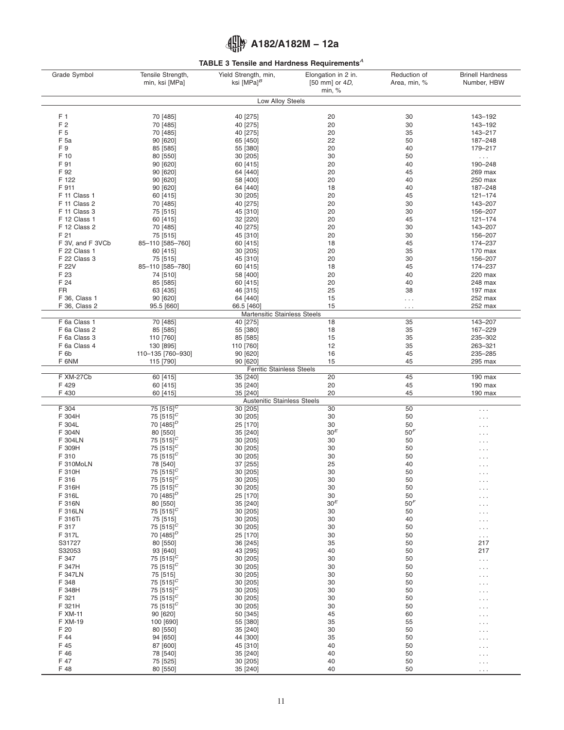**TABLE 3 Tensile and Hardness Requirements**[A]

| Grade Symbol | Tensile Strength, min, ksi [MPa] | Yield Strength, min, ksi [MPa][B] | Elongation in 2 in. [50 mm] or 4*D*, min, % | Reduction of Area, min, % | Brinell Hardness Number, HBW |
|---|---|---|---|---|---|
| | | Low Alloy Steels | | | |
| F 1 | 70 [485] | 40 [275] | 20 | 30 | 143–192 |
| F 2 | 70 [485] | 40 [275] | 20 | 30 | 143–192 |
| F 5 | 70 [485] | 40 [275] | 20 | 35 | 143–217 |
| F 5a | 90 [620] | 65 [450] | 22 | 50 | 187–248 |
| F 9 | 85 [585] | 55 [380] | 20 | 40 | 179–217 |
| F 10 | 80 [550] | 30 [205] | 30 | 50 | . . . |
| F 91 | 90 [620] | 60 [415] | 20 | 40 | 190–248 |
| F 92 | 90 [620] | 64 [440] | 20 | 45 | 269 max |
| F 122 | 90 [620] | 58 [400] | 20 | 40 | 250 max |
| F 911 | 90 [620] | 64 [440] | 18 | 40 | 187–248 |
| F 11 Class 1 | 60 [415] | 30 [205] | 20 | 45 | 121–174 |
| F 11 Class 2 | 70 [485] | 40 [275] | 20 | 30 | 143–207 |
| F 11 Class 3 | 75 [515] | 45 [310] | 20 | 30 | 156–207 |
| F 12 Class 1 | 60 [415] | 32 [220] | 20 | 45 | 121–174 |
| F 12 Class 2 | 70 [485] | 40 [275] | 20 | 30 | 143–207 |
| F 21 | 75 [515] | 45 [310] | 20 | 30 | 156–207 |
| F 3V, and F 3VCb | 85–110 [585–760] | 60 [415] | 18 | 45 | 174–237 |
| F 22 Class 1 | 60 [415] | 30 [205] | 20 | 35 | 170 max |
| F 22 Class 3 | 75 [515] | 45 [310] | 20 | 30 | 156–207 |
| F 22V | 85–110 [585–780] | 60 [415] | 18 | 45 | 174–237 |
| F 23 | 74 [510] | 58 [400] | 20 | 40 | 220 max |
| F 24 | 85 [585] | 60 [415] | 20 | 40 | 248 max |
| FR | 63 [435] | 46 [315] | 25 | 38 | 197 max |
| F 36, Class 1 | 90 [620] | 64 [440] | 15 | . . . | 252 max |
| F 36, Class 2 | 95.5 [660] | 66.5 [460] | 15 | . . . | 252 max |
| | | Martensitic Stainless Steels | | | |
| F 6a Class 1 | 70 [485] | 40 [275] | 18 | 35 | 143–207 |
| F 6a Class 2 | 85 [585] | 55 [380] | 18 | 35 | 167–229 |
| F 6a Class 3 | 110 [760] | 85 [585] | 15 | 35 | 235–302 |
| F 6a Class 4 | 130 [895] | 110 [760] | 12 | 35 | 263–321 |
| F 6b | 110–135 [760–930] | 90 [620] | 16 | 45 | 235–285 |
| F 6NM | 115 [790] | 90 [620] | 15 | 45 | 295 max |
| | | Ferritic Stainless Steels | | | |
| F XM-27Cb | 60 [415] | 35 [240] | 20 | 45 | 190 max |
| F 429 | 60 [415] | 35 [240] | 20 | 45 | 190 max |
| F 430 | 60 [415] | 35 [240] | 20 | 45 | 190 max |
| | | Austenitic Stainless Steels | | | |
| F 304 | 75 [515][C] | 30 [205] | 30 | 50 | . . . |
| F 304H | 75 [515][C] | 30 [205] | 30 | 50 | . . . |
| F 304L | 70 [485][D] | 25 [170] | 30 | 50 | . . . |
| F 304N | 80 [550] | 35 [240] | 30[E] | 50[F] | . . . |
| F 304LN | 75 [515][C] | 30 [205] | 30 | 50 | . . . |
| F 309H | 75 [515][C] | 30 [205] | 30 | 50 | . . . |
| F 310 | 75 [515][C] | 30 [205] | 30 | 50 | . . . |
| F 310MoLN | 78 [540] | 37 [255] | 25 | 40 | . . . |
| F 310H | 75 [515][C] | 30 [205] | 30 | 50 | . . . |
| F 316 | 75 [515][C] | 30 [205] | 30 | 50 | . . . |
| F 316H | 75 [515][C] | 30 [205] | 30 | 50 | . . . |
| F 316L | 70 [485][D] | 25 [170] | 30 | 50 | . . . |
| F 316N | 80 [550] | 35 [240] | 30[E] | 50[F] | . . . |
| F 316LN | 75 [515][C] | 30 [205] | 30 | 50 | . . . |
| F 316Ti | 75 [515] | 30 [205] | 30 | 40 | . . . |
| F 317 | 75 [515][C] | 30 [205] | 30 | 50 | . . . |
| F 317L | 70 [485][D] | 25 [170] | 30 | 50 | . . . |
| S31727 | 80 [550] | 36 [245] | 35 | 50 | 217 |
| S32053 | 93 [640] | 43 [295] | 40 | 50 | 217 |
| F 347 | 75 [515][C] | 30 [205] | 30 | 50 | . . . |
| F 347H | 75 [515][C] | 30 [205] | 30 | 50 | . . . |
| F 347LN | 75 [515] | 30 [205] | 30 | 50 | . . . |
| F 348 | 75 [515][C] | 30 [205] | 30 | 50 | . . . |
| F 348H | 75 [515][C] | 30 [205] | 30 | 50 | . . . |
| F 321 | 75 [515][C] | 30 [205] | 30 | 50 | . . . |
| F 321H | 75 [515][C] | 30 [205] | 30 | 50 | . . . |
| F XM-11 | 90 [620] | 50 [345] | 45 | 60 | . . . |
| F XM-19 | 100 [690] | 55 [380] | 35 | 55 | . . . |
| F 20 | 80 [550] | 35 [240] | 30 | 50 | . . . |
| F 44 | 94 [650] | 44 [300] | 35 | 50 | . . . |
| F 45 | 87 [600] | 45 [310] | 40 | 50 | . . . |
| F 46 | 78 [540] | 35 [240] | 40 | 50 | . . . |
| F 47 | 75 [525] | 30 [205] | 40 | 50 | . . . |
| F 48 | 80 [550] | 35 [240] | 40 | 50 | . . . |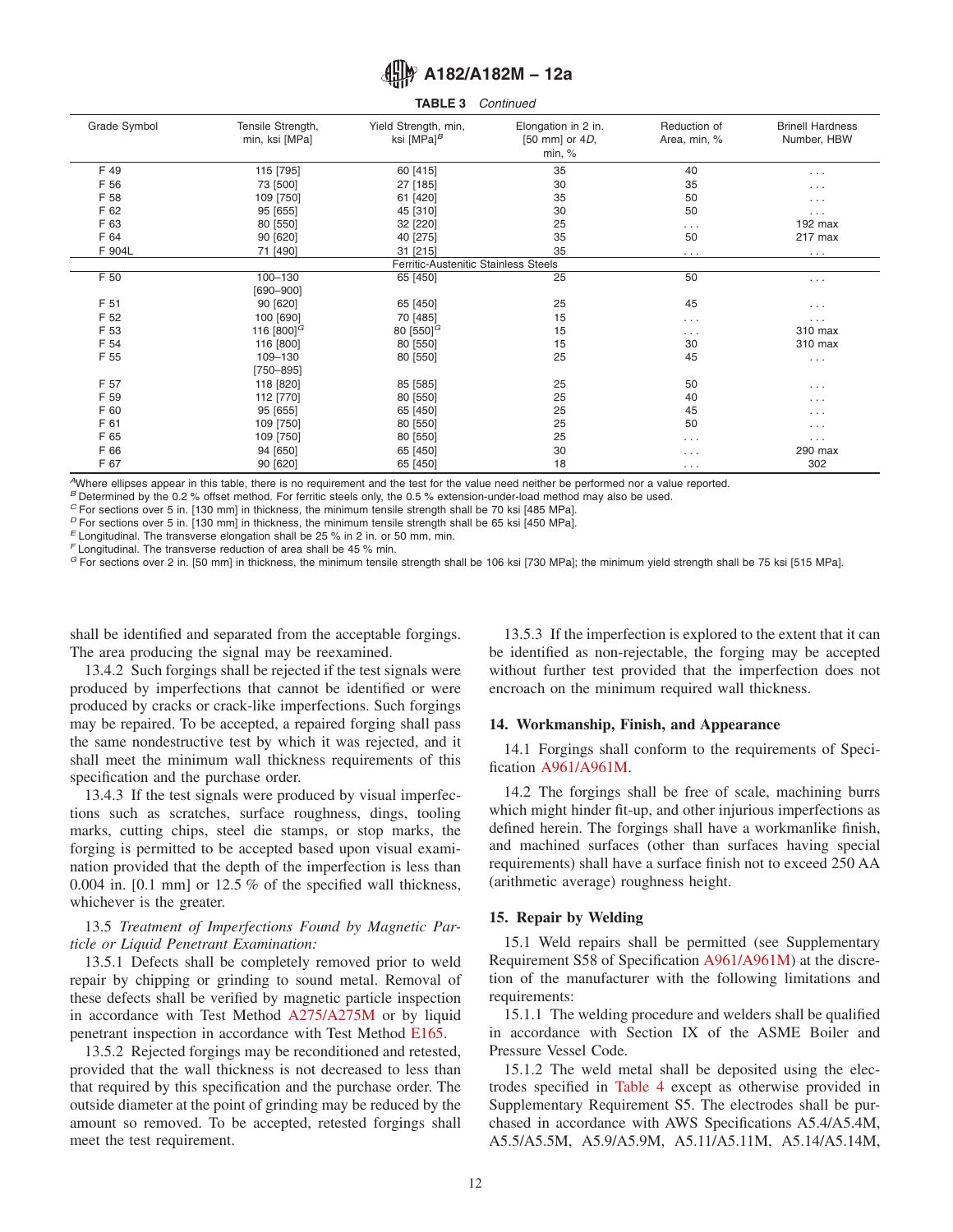**TABLE 3** *Continued*

| Grade Symbol | Tensile Strength, min, ksi [MPa] | Yield Strength, min, ksi [MPa][B] | Elongation in 2 in. [50 mm] or 4D, min, % | Reduction of Area, min, % | Brinell Hardness Number, HBW |
|---|---|---|---|---|---|
| F 49 | 115 [795] | 60 [415] | 35 | 40 | . . . |
| F 56 | 73 [500] | 27 [185] | 30 | 35 | . . . |
| F 58 | 109 [750] | 61 [420] | 35 | 50 | . . . |
| F 62 | 95 [655] | 45 [310] | 30 | 50 | . . . |
| F 63 | 80 [550] | 32 [220] | 25 | . . . | 192 max |
| F 64 | 90 [620] | 40 [275] | 35 | 50 | 217 max |
| F 904L | 71 [490] | 31 [215] | 35 | . . . | . . . |
| | | Ferritic-Austenitic Stainless Steels | | | |
| F 50 | 100–130 [690–900] | 65 [450] | 25 | 50 | . . . |
| F 51 | 90 [620] | 65 [450] | 25 | 45 | . . . |
| F 52 | 100 [690] | 70 [485] | 15 | . . . | . . . |
| F 53 | 116 [800][G] | 80 [550][G] | 15 | . . . | 310 max |
| F 54 | 116 [800] | 80 [550] | 15 | 30 | 310 max |
| F 55 | 109–130 [750–895] | 80 [550] | 25 | 45 | . . . |
| F 57 | 118 [820] | 85 [585] | 25 | 50 | . . . |
| F 59 | 112 [770] | 80 [550] | 25 | 40 | . . . |
| F 60 | 95 [655] | 65 [450] | 25 | 45 | . . . |
| F 61 | 109 [750] | 80 [550] | 25 | 50 | . . . |
| F 65 | 109 [750] | 80 [550] | 25 | . . . | . . . |
| F 66 | 94 [650] | 65 [450] | 30 | . . . | 290 max |
| F 67 | 90 [620] | 65 [450] | 18 | . . . | 302 |

[A] Where ellipses appear in this table, there is no requirement and the test for the value need neither be performed nor a value reported.
[B] Determined by the 0.2 % offset method. For ferritic steels only, the 0.5 % extension-under-load method may also be used.
[C] For sections over 5 in. [130 mm] in thickness, the minimum tensile strength shall be 70 ksi [485 MPa].
[D] For sections over 5 in. [130 mm] in thickness, the minimum tensile strength shall be 65 ksi [450 MPa].
[E] Longitudinal. The transverse elongation shall be 25 % in 2 in. or 50 mm, min.
[F] Longitudinal. The transverse reduction of area shall be 45 % min.
[G] For sections over 2 in. [50 mm] in thickness, the minimum tensile strength shall be 106 ksi [730 MPa]; the minimum yield strength shall be 75 ksi [515 MPa].

shall be identified and separated from the acceptable forgings. The area producing the signal may be reexamined.

13.4.2 Such forgings shall be rejected if the test signals were produced by imperfections that cannot be identified or were produced by cracks or crack-like imperfections. Such forgings may be repaired. To be accepted, a repaired forging shall pass the same nondestructive test by which it was rejected, and it shall meet the minimum wall thickness requirements of this specification and the purchase order.

13.4.3 If the test signals were produced by visual imperfections such as scratches, surface roughness, dings, tooling marks, cutting chips, steel die stamps, or stop marks, the forging is permitted to be accepted based upon visual examination provided that the depth of the imperfection is less than 0.004 in. [0.1 mm] or 12.5 % of the specified wall thickness, whichever is the greater.

13.5 *Treatment of Imperfections Found by Magnetic Particle or Liquid Penetrant Examination:*

13.5.1 Defects shall be completely removed prior to weld repair by chipping or grinding to sound metal. Removal of these defects shall be verified by magnetic particle inspection in accordance with Test Method A275/A275M or by liquid penetrant inspection in accordance with Test Method E165.

13.5.2 Rejected forgings may be reconditioned and retested, provided that the wall thickness is not decreased to less than that required by this specification and the purchase order. The outside diameter at the point of grinding may be reduced by the amount so removed. To be accepted, retested forgings shall meet the test requirement.

13.5.3 If the imperfection is explored to the extent that it can be identified as non-rejectable, the forging may be accepted without further test provided that the imperfection does not encroach on the minimum required wall thickness.

## 14. Workmanship, Finish, and Appearance

14.1 Forgings shall conform to the requirements of Specification A961/A961M.

14.2 The forgings shall be free of scale, machining burrs which might hinder fit-up, and other injurious imperfections as defined herein. The forgings shall have a workmanlike finish, and machined surfaces (other than surfaces having special requirements) shall have a surface finish not to exceed 250 AA (arithmetic average) roughness height.

## 15. Repair by Welding

15.1 Weld repairs shall be permitted (see Supplementary Requirement S58 of Specification A961/A961M) at the discretion of the manufacturer with the following limitations and requirements:

15.1.1 The welding procedure and welders shall be qualified in accordance with Section IX of the ASME Boiler and Pressure Vessel Code.

15.1.2 The weld metal shall be deposited using the electrodes specified in Table 4 except as otherwise provided in Supplementary Requirement S5. The electrodes shall be purchased in accordance with AWS Specifications A5.4/A5.4M, A5.5/A5.5M, A5.9/A5.9M, A5.11/A5.11M, A5.14/A5.14M,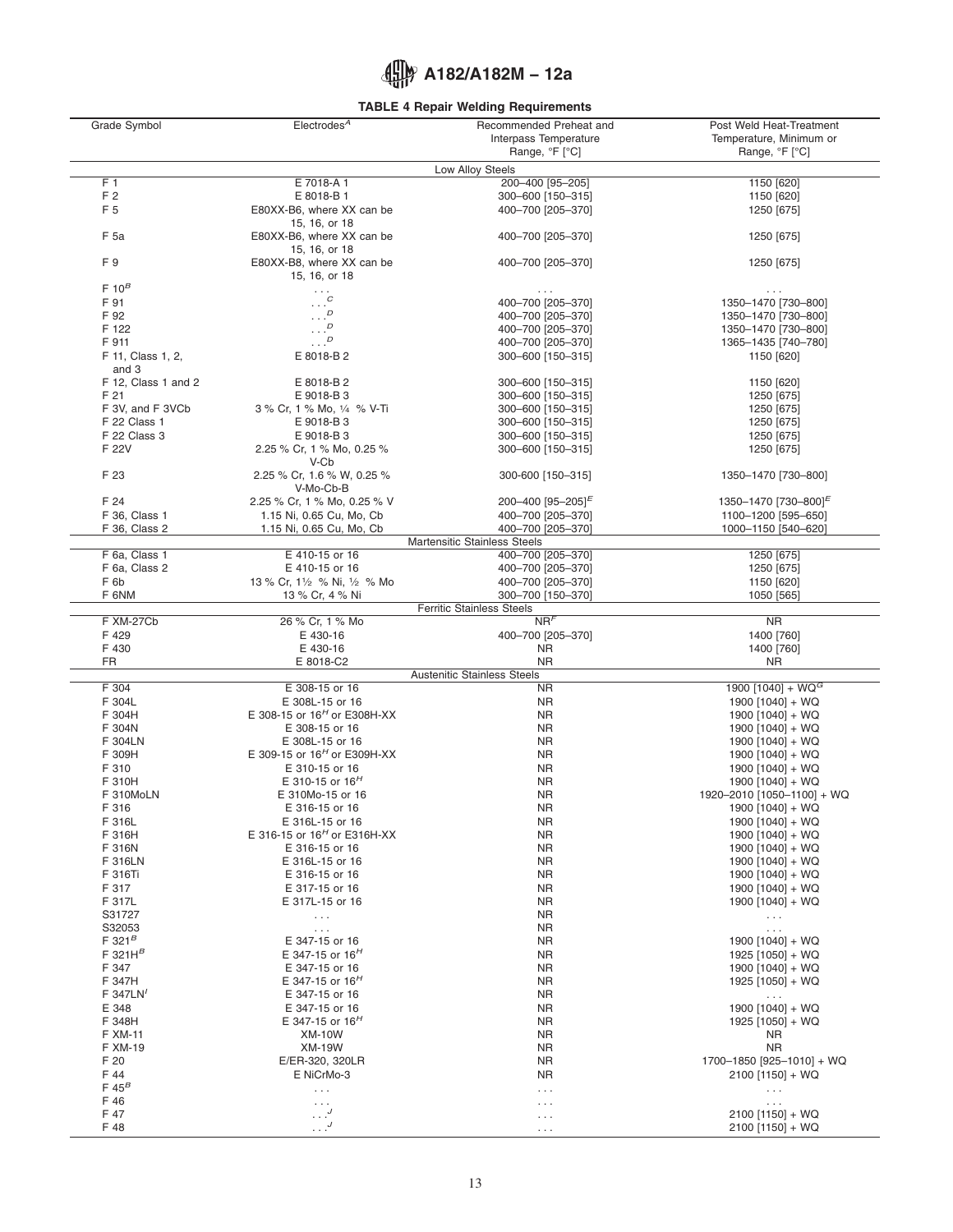**TABLE 4 Repair Welding Requirements**

| Grade Symbol | Electrodes[A] | Recommended Preheat and Interpass Temperature Range, °F [°C] | Post Weld Heat-Treatment Temperature, Minimum or Range, °F [°C] |
|---|---|---|---|
| | | Low Alloy Steels | |
| F 1 | E 7018-A 1 | 200–400 [95–205] | 1150 [620] |
| F 2 | E 8018-B 1 | 300–600 [150–315] | 1150 [620] |
| F 5 | E80XX-B6, where XX can be 15, 16, or 18 | 400–700 [205–370] | 1250 [675] |
| F 5a | E80XX-B6, where XX can be 15, 16, or 18 | 400–700 [205–370] | 1250 [675] |
| F 9 | E80XX-B8, where XX can be 15, 16, or 18 | 400–700 [205–370] | 1250 [675] |
| F 10[B] | . . . | . . . | . . . |
| F 91 | . . .[C] | 400–700 [205–370] | 1350–1470 [730–800] |
| F 92 | . . .[D] | 400–700 [205–370] | 1350–1470 [730–800] |
| F 122 | . . .[D] | 400–700 [205–370] | 1350–1470 [730–800] |
| F 911 | . . .[D] | 400–700 [205–370] | 1365–1435 [740–780] |
| F 11, Class 1, 2, and 3 | E 8018-B 2 | 300–600 [150–315] | 1150 [620] |
| F 12, Class 1 and 2 | E 8018-B 2 | 300–600 [150–315] | 1150 [620] |
| F 21 | E 9018-B 3 | 300–600 [150–315] | 1250 [675] |
| F 3V, and F 3VCb | 3 % Cr, 1 % Mo, ¼ % V-Ti | 300–600 [150–315] | 1250 [675] |
| F 22 Class 1 | E 9018-B 3 | 300–600 [150–315] | 1250 [675] |
| F 22 Class 3 | E 9018-B 3 | 300–600 [150–315] | 1250 [675] |
| F 22V | 2.25 % Cr, 1 % Mo, 0.25 % V-Cb | 300–600 [150–315] | 1250 [675] |
| F 23 | 2.25 % Cr, 1.6 % W, 0.25 % V-Mo-Cb-B | 300-600 [150–315] | 1350–1470 [730–800] |
| F 24 | 2.25 % Cr, 1 % Mo, 0.25 % V | 200–400 [95–205][E] | 1350–1470 [730–800][E] |
| F 36, Class 1 | 1.15 Ni, 0.65 Cu, Mo, Cb | 400–700 [205–370] | 1100–1200 [595–650] |
| F 36, Class 2 | 1.15 Ni, 0.65 Cu, Mo, Cb | 400–700 [205–370] | 1000–1150 [540–620] |
| | | Martensitic Stainless Steels | |
| F 6a, Class 1 | E 410-15 or 16 | 400–700 [205–370] | 1250 [675] |
| F 6a, Class 2 | E 410-15 or 16 | 400–700 [205–370] | 1250 [675] |
| F 6b | 13 % Cr, 1½ % Ni, ½ % Mo | 400–700 [205–370] | 1150 [620] |
| F 6NM | 13 % Cr, 4 % Ni | 300–700 [150–370] | 1050 [565] |
| | | Ferritic Stainless Steels | |
| F XM-27Cb | 26 % Cr, 1 % Mo | NR[F] | NR |
| F 429 | E 430-16 | 400–700 [205–370] | 1400 [760] |
| F 430 | E 430-16 | NR | 1400 [760] |
| FR | E 8018-C2 | NR | NR |
| | | Austenitic Stainless Steels | |
| F 304 | E 308-15 or 16 | NR | 1900 [1040] + WQ[G] |
| F 304L | E 308L-15 or 16 | NR | 1900 [1040] + WQ |
| F 304H | E 308-15 or 16[H] or E308H-XX | NR | 1900 [1040] + WQ |
| F 304N | E 308-15 or 16 | NR | 1900 [1040] + WQ |
| F 304LN | E 308L-15 or 16 | NR | 1900 [1040] + WQ |
| F 309H | E 309-15 or 16[H] or E309H-XX | NR | 1900 [1040] + WQ |
| F 310 | E 310-15 or 16 | NR | 1900 [1040] + WQ |
| F 310H | E 310-15 or 16[H] | NR | 1900 [1040] + WQ |
| F 310MoLN | E 310Mo-15 or 16 | NR | 1920–2010 [1050–1100] + WQ |
| F 316 | E 316-15 or 16 | NR | 1900 [1040] + WQ |
| F 316L | E 316L-15 or 16 | NR | 1900 [1040] + WQ |
| F 316H | E 316-15 or 16[H] or E316H-XX | NR | 1900 [1040] + WQ |
| F 316N | E 316-15 or 16 | NR | 1900 [1040] + WQ |
| F 316LN | E 316L-15 or 16 | NR | 1900 [1040] + WQ |
| F 316Ti | E 316-15 or 16 | NR | 1900 [1040] + WQ |
| F 317 | E 317-15 or 16 | NR | 1900 [1040] + WQ |
| F 317L | E 317L-15 or 16 | NR | 1900 [1040] + WQ |
| S31727 | . . . | NR | . . . |
| S32053 | . . . | NR | . . . |
| F 321[B] | E 347-15 or 16 | NR | 1900 [1040] + WQ |
| F 321H[B] | E 347-15 or 16[H] | NR | 1925 [1050] + WQ |
| F 347 | E 347-15 or 16 | NR | 1900 [1040] + WQ |
| F 347H | E 347-15 or 16[H] | NR | 1925 [1050] + WQ |
| F 347LN[I] | E 347-15 or 16 | NR | . . . |
| E 348 | E 347-15 or 16 | NR | 1900 [1040] + WQ |
| F 348H | E 347-15 or 16[H] | NR | 1925 [1050] + WQ |
| F XM-11 | XM-10W | NR | NR |
| F XM-19 | XM-19W | NR | NR |
| F 20 | E/ER-320, 320LR | NR | 1700–1850 [925–1010] + WQ |
| F 44 | E NiCrMo-3 | NR | 2100 [1150] + WQ |
| F 45[B] | . . . | . . . | . . . |
| F 46 | . . . | . . . | . . . |
| F 47 | . . .[J] | . . . | 2100 [1150] + WQ |
| F 48 | . . .[J] | . . . | 2100 [1150] + WQ |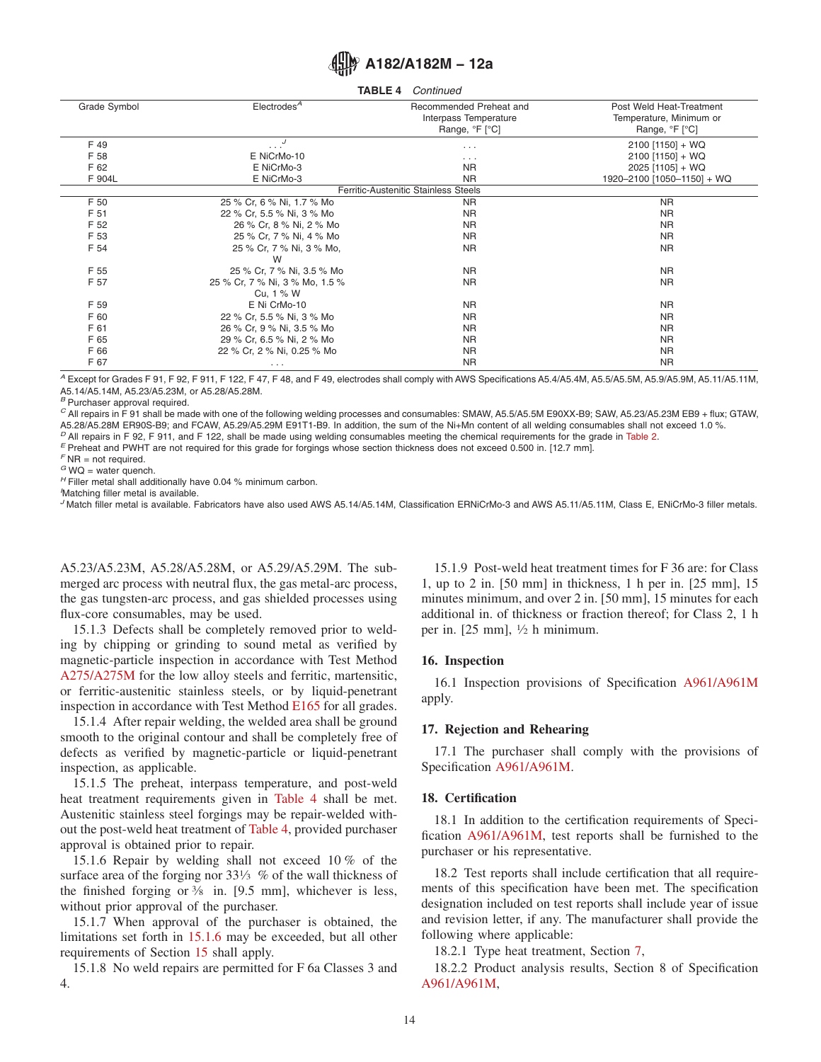**TABLE 4** *Continued*

| Grade Symbol | Electrodes[A] | Recommended Preheat and Interpass Temperature Range, °F [°C] | Post Weld Heat-Treatment Temperature, Minimum or Range, °F [°C] |
|---|---|---|---|
| F 49 | . . .[J] | . . . | 2100 [1150] + WQ |
| F 58 | E NiCrMo-10 | . . . | 2100 [1150] + WQ |
| F 62 | E NiCrMo-3 | NR | 2025 [1105] + WQ |
| F 904L | E NiCrMo-3 | NR | 1920–2100 [1050–1150] + WQ |
| Ferritic-Austenitic Stainless Steels | | | |
| F 50 | 25 % Cr, 6 % Ni, 1.7 % Mo | NR | NR |
| F 51 | 22 % Cr, 5.5 % Ni, 3 % Mo | NR | NR |
| F 52 | 26 % Cr, 8 % Ni, 2 % Mo | NR | NR |
| F 53 | 25 % Cr, 7 % Ni, 4 % Mo | NR | NR |
| F 54 | 25 % Cr, 7 % Ni, 3 % Mo, W | NR | NR |
| F 55 | 25 % Cr, 7 % Ni, 3.5 % Mo | NR | NR |
| F 57 | 25 % Cr, 7 % Ni, 3 % Mo, 1.5 % Cu, 1 % W | NR | NR |
| F 59 | E Ni CrMo-10 | NR | NR |
| F 60 | 22 % Cr, 5.5 % Ni, 3 % Mo | NR | NR |
| F 61 | 26 % Cr, 9 % Ni, 3.5 % Mo | NR | NR |
| F 65 | 29 % Cr, 6.5 % Ni, 2 % Mo | NR | NR |
| F 66 | 22 % Cr, 2 % Ni, 0.25 % Mo | NR | NR |
| F 67 | . . . | NR | NR |

[A] Except for Grades F 91, F 92, F 911, F 122, F 47, F 48, and F 49, electrodes shall comply with AWS Specifications A5.4/A5.4M, A5.5/A5.5M, A5.9/A5.9M, A5.11/A5.11M, A5.14/A5.14M, A5.23/A5.23M, or A5.28/A5.28M.

[B] Purchaser approval required.

[C] All repairs in F 91 shall be made with one of the following welding processes and consumables: SMAW, A5.5/A5.5M E90XX-B9; SAW, A5.23/A5.23M EB9 + flux; GTAW, A5.28/A5.28M ER90S-B9; and FCAW, A5.29/A5.29M E91T1-B9. In addition, the sum of the Ni+Mn content of all welding consumables shall not exceed 1.0 %.

[D] All repairs in F 92, F 911, and F 122, shall be made using welding consumables meeting the chemical requirements for the grade in Table 2.

[E] Preheat and PWHT are not required for this grade for forgings whose section thickness does not exceed 0.500 in. [12.7 mm].

[F] NR = not required.

[G] WQ = water quench.

[H] Filler metal shall additionally have 0.04 % minimum carbon.

[I] Matching filler metal is available.

[J] Match filler metal is available. Fabricators have also used AWS A5.14/A5.14M, Classification ERNiCrMo-3 and AWS A5.11/A5.11M, Class E, ENiCrMo-3 filler metals.

A5.23/A5.23M, A5.28/A5.28M, or A5.29/A5.29M. The submerged arc process with neutral flux, the gas metal-arc process, the gas tungsten-arc process, and gas shielded processes using flux-core consumables, may be used.

15.1.3 Defects shall be completely removed prior to welding by chipping or grinding to sound metal as verified by magnetic-particle inspection in accordance with Test Method A275/A275M for the low alloy steels and ferritic, martensitic, or ferritic-austenitic stainless steels, or by liquid-penetrant inspection in accordance with Test Method E165 for all grades.

15.1.4 After repair welding, the welded area shall be ground smooth to the original contour and shall be completely free of defects as verified by magnetic-particle or liquid-penetrant inspection, as applicable.

15.1.5 The preheat, interpass temperature, and post-weld heat treatment requirements given in Table 4 shall be met. Austenitic stainless steel forgings may be repair-welded without the post-weld heat treatment of Table 4, provided purchaser approval is obtained prior to repair.

15.1.6 Repair by welding shall not exceed 10 % of the surface area of the forging nor 33⅓ % of the wall thickness of the finished forging or ⅜ in. [9.5 mm], whichever is less, without prior approval of the purchaser.

15.1.7 When approval of the purchaser is obtained, the limitations set forth in 15.1.6 may be exceeded, but all other requirements of Section 15 shall apply.

15.1.8 No weld repairs are permitted for F 6a Classes 3 and 4.

15.1.9 Post-weld heat treatment times for F 36 are: for Class 1, up to 2 in. [50 mm] in thickness, 1 h per in. [25 mm], 15 minutes minimum, and over 2 in. [50 mm], 15 minutes for each additional in. of thickness or fraction thereof; for Class 2, 1 h per in. [25 mm], ½ h minimum.

## 16. Inspection

16.1 Inspection provisions of Specification A961/A961M apply.

## 17. Rejection and Rehearing

17.1 The purchaser shall comply with the provisions of Specification A961/A961M.

## 18. Certification

18.1 In addition to the certification requirements of Specification A961/A961M, test reports shall be furnished to the purchaser or his representative.

18.2 Test reports shall include certification that all requirements of this specification have been met. The specification designation included on test reports shall include year of issue and revision letter, if any. The manufacturer shall provide the following where applicable:

18.2.1 Type heat treatment, Section 7,

18.2.2 Product analysis results, Section 8 of Specification A961/A961M,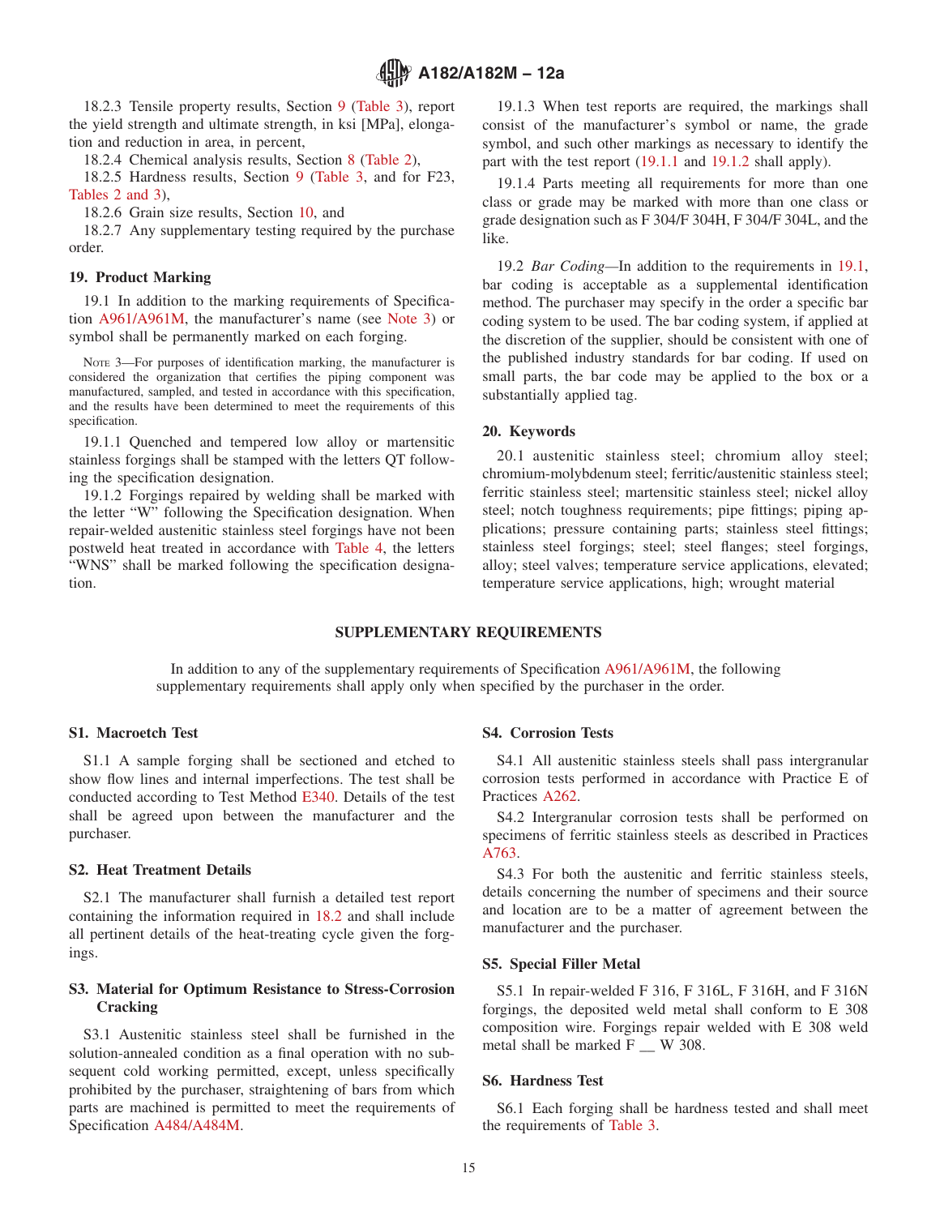18.2.3 Tensile property results, Section 9 (Table 3), report the yield strength and ultimate strength, in ksi [MPa], elongation and reduction in area, in percent,

18.2.4 Chemical analysis results, Section 8 (Table 2),

18.2.5 Hardness results, Section 9 (Table 3, and for F23, Tables 2 and 3),

18.2.6 Grain size results, Section 10, and

18.2.7 Any supplementary testing required by the purchase order.

## 19. Product Marking

19.1 In addition to the marking requirements of Specification A961/A961M, the manufacturer's name (see Note 3) or symbol shall be permanently marked on each forging.

NOTE 3—For purposes of identification marking, the manufacturer is considered the organization that certifies the piping component was manufactured, sampled, and tested in accordance with this specification, and the results have been determined to meet the requirements of this specification.

19.1.1 Quenched and tempered low alloy or martensitic stainless forgings shall be stamped with the letters QT following the Specification designation.

19.1.2 Forgings repaired by welding shall be marked with the letter "W" following the Specification designation. When repair-welded austenitic stainless steel forgings have not been postweld heat treated in accordance with Table 4, the letters "WNS" shall be marked following the specification designation.

19.1.3 When test reports are required, the markings shall consist of the manufacturer's symbol or name, the grade symbol, and such other markings as necessary to identify the part with the test report (19.1.1 and 19.1.2 shall apply).

19.1.4 Parts meeting all requirements for more than one class or grade may be marked with more than one class or grade designation such as F 304/F 304H, F 304/F 304L, and the like.

19.2 *Bar Coding*—In addition to the requirements in 19.1, bar coding is acceptable as a supplemental identification method. The purchaser may specify in the order a specific bar coding system to be used. The bar coding system, if applied at the discretion of the supplier, should be consistent with one of the published industry standards for bar coding. If used on small parts, the bar code may be applied to the box or a substantially applied tag.

## 20. Keywords

20.1 austenitic stainless steel; chromium alloy steel; chromium-molybdenum steel; ferritic/austenitic stainless steel; ferritic stainless steel; martensitic stainless steel; nickel alloy steel; notch toughness requirements; pipe fittings; piping applications; pressure containing parts; stainless steel fittings; stainless steel forgings; steel; steel flanges; steel forgings, alloy; steel valves; temperature service applications, elevated; temperature service applications, high; wrought material

## SUPPLEMENTARY REQUIREMENTS

In addition to any of the supplementary requirements of Specification A961/A961M, the following supplementary requirements shall apply only when specified by the purchaser in the order.

### S1. Macroetch Test

S1.1 A sample forging shall be sectioned and etched to show flow lines and internal imperfections. The test shall be conducted according to Test Method E340. Details of the test shall be agreed upon between the manufacturer and the purchaser.

### S2. Heat Treatment Details

S2.1 The manufacturer shall furnish a detailed test report containing the information required in 18.2 and shall include all pertinent details of the heat-treating cycle given the forgings.

### S3. Material for Optimum Resistance to Stress-Corrosion Cracking

S3.1 Austenitic stainless steel shall be furnished in the solution-annealed condition as a final operation with no subsequent cold working permitted, except, unless specifically prohibited by the purchaser, straightening of bars from which parts are machined is permitted to meet the requirements of Specification A484/A484M.

### S4. Corrosion Tests

S4.1 All austenitic stainless steels shall pass intergranular corrosion tests performed in accordance with Practice E of Practices A262.

S4.2 Intergranular corrosion tests shall be performed on specimens of ferritic stainless steels as described in Practices A763.

S4.3 For both the austenitic and ferritic stainless steels, details concerning the number of specimens and their source and location are to be a matter of agreement between the manufacturer and the purchaser.

### S5. Special Filler Metal

S5.1 In repair-welded F 316, F 316L, F 316H, and F 316N forgings, the deposited weld metal shall conform to E 308 composition wire. Forgings repair welded with E 308 weld metal shall be marked F __ W 308.

### S6. Hardness Test

S6.1 Each forging shall be hardness tested and shall meet the requirements of Table 3.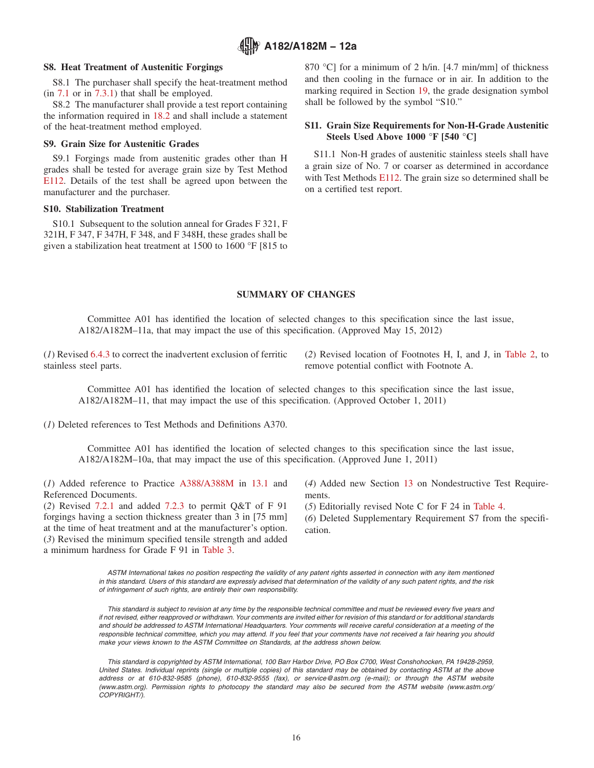### S8. Heat Treatment of Austenitic Forgings

S8.1 The purchaser shall specify the heat-treatment method (in 7.1 or in 7.3.1) that shall be employed.

S8.2 The manufacturer shall provide a test report containing the information required in 18.2 and shall include a statement of the heat-treatment method employed.

### S9. Grain Size for Austenitic Grades

S9.1 Forgings made from austenitic grades other than H grades shall be tested for average grain size by Test Method E112. Details of the test shall be agreed upon between the manufacturer and the purchaser.

### S10. Stabilization Treatment

S10.1 Subsequent to the solution anneal for Grades F 321, F 321H, F 347, F 347H, F 348, and F 348H, these grades shall be given a stabilization heat treatment at 1500 to 1600 °F [815 to 870 °C] for a minimum of 2 h/in. [4.7 min/mm] of thickness and then cooling in the furnace or in air. In addition to the marking required in Section 19, the grade designation symbol shall be followed by the symbol "S10."

### S11. Grain Size Requirements for Non-H-Grade Austenitic Steels Used Above 1000 °F [540 °C]

S11.1 Non-H grades of austenitic stainless steels shall have a grain size of No. 7 or coarser as determined in accordance with Test Methods E112. The grain size so determined shall be on a certified test report.

## SUMMARY OF CHANGES

Committee A01 has identified the location of selected changes to this specification since the last issue, A182/A182M–11a, that may impact the use of this specification. (Approved May 15, 2012)

(*1*) Revised 6.4.3 to correct the inadvertent exclusion of ferritic stainless steel parts.

(*2*) Revised location of Footnotes H, I, and J, in Table 2, to remove potential conflict with Footnote A.

Committee A01 has identified the location of selected changes to this specification since the last issue, A182/A182M–11, that may impact the use of this specification. (Approved October 1, 2011)

(*1*) Deleted references to Test Methods and Definitions A370.

Committee A01 has identified the location of selected changes to this specification since the last issue, A182/A182M–10a, that may impact the use of this specification. (Approved June 1, 2011)

(*1*) Added reference to Practice A388/A388M in 13.1 and Referenced Documents.

(*2*) Revised 7.2.1 and added 7.2.3 to permit Q&T of F 91 forgings having a section thickness greater than 3 in [75 mm] at the time of heat treatment and at the manufacturer's option.

(*3*) Revised the minimum specified tensile strength and added a minimum hardness for Grade F 91 in Table 3.

(*4*) Added new Section 13 on Nondestructive Test Requirements.

(*5*) Editorially revised Note C for F 24 in Table 4.

(*6*) Deleted Supplementary Requirement S7 from the specification.

*ASTM International takes no position respecting the validity of any patent rights asserted in connection with any item mentioned in this standard. Users of this standard are expressly advised that determination of the validity of any such patent rights, and the risk of infringement of such rights, are entirely their own responsibility.*

*This standard is subject to revision at any time by the responsible technical committee and must be reviewed every five years and if not revised, either reapproved or withdrawn. Your comments are invited either for revision of this standard or for additional standards and should be addressed to ASTM International Headquarters. Your comments will receive careful consideration at a meeting of the responsible technical committee, which you may attend. If you feel that your comments have not received a fair hearing you should make your views known to the ASTM Committee on Standards, at the address shown below.*

*This standard is copyrighted by ASTM International, 100 Barr Harbor Drive, PO Box C700, West Conshohocken, PA 19428-2959, United States. Individual reprints (single or multiple copies) of this standard may be obtained by contacting ASTM at the above address or at 610-832-9585 (phone), 610-832-9555 (fax), or service@astm.org (e-mail); or through the ASTM website (www.astm.org). Permission rights to photocopy the standard may also be secured from the ASTM website (www.astm.org/COPYRIGHT/).*